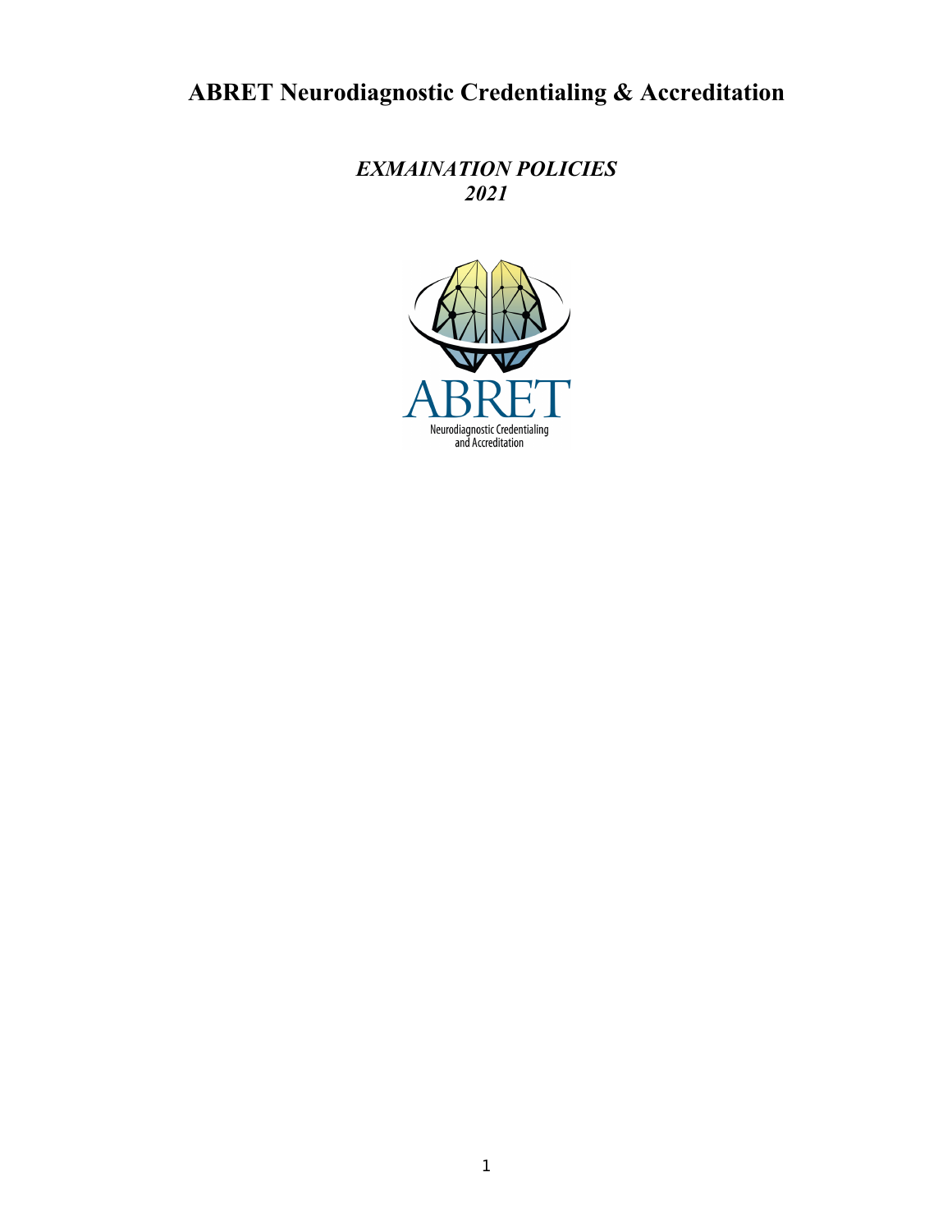# ABRET Neurodiagnostic Credentialing & Accreditation

***EXMAINATION POLICIES***
***2021***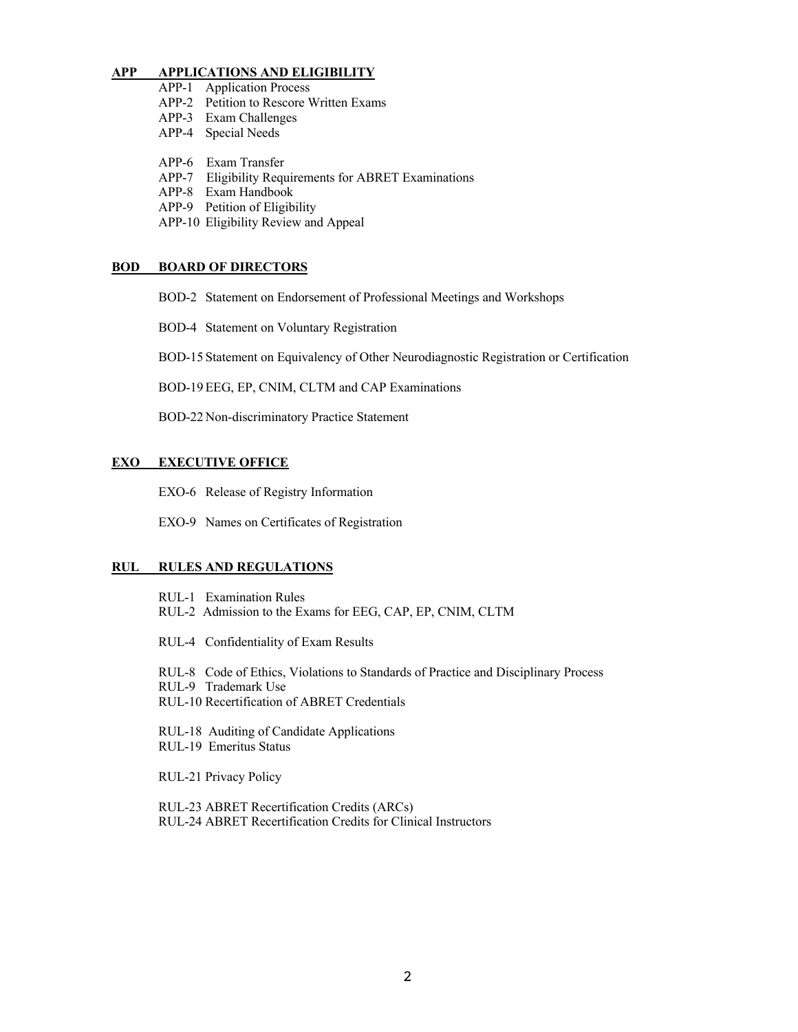## APP APPLICATIONS AND ELIGIBILITY

- APP-1 Application Process
- APP-2 Petition to Rescore Written Exams
- APP-3 Exam Challenges
- APP-4 Special Needs

- APP-6 Exam Transfer
- APP-7 Eligibility Requirements for ABRET Examinations
- APP-8 Exam Handbook
- APP-9 Petition of Eligibility
- APP-10 Eligibility Review and Appeal

## BOD BOARD OF DIRECTORS

- BOD-2 Statement on Endorsement of Professional Meetings and Workshops
- BOD-4 Statement on Voluntary Registration
- BOD-15 Statement on Equivalency of Other Neurodiagnostic Registration or Certification
- BOD-19 EEG, EP, CNIM, CLTM and CAP Examinations
- BOD-22 Non-discriminatory Practice Statement

## EXO EXECUTIVE OFFICE

- EXO-6 Release of Registry Information
- EXO-9 Names on Certificates of Registration

## RUL RULES AND REGULATIONS

- RUL-1 Examination Rules
- RUL-2 Admission to the Exams for EEG, CAP, EP, CNIM, CLTM

- RUL-4 Confidentiality of Exam Results

- RUL-8 Code of Ethics, Violations to Standards of Practice and Disciplinary Process
- RUL-9 Trademark Use
- RUL-10 Recertification of ABRET Credentials

- RUL-18 Auditing of Candidate Applications
- RUL-19 Emeritus Status

- RUL-21 Privacy Policy

- RUL-23 ABRET Recertification Credits (ARCs)
- RUL-24 ABRET Recertification Credits for Clinical Instructors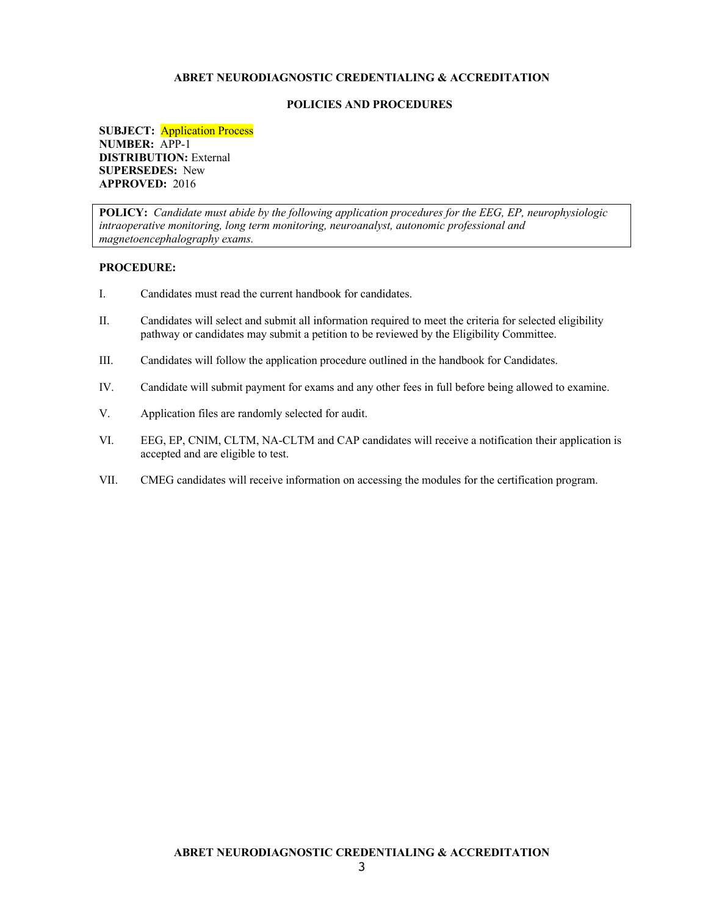**ABRET NEURODIAGNOSTIC CREDENTIALING & ACCREDITATION**

**POLICIES AND PROCEDURES**

**SUBJECT:** Application Process
**NUMBER:** APP-1
**DISTRIBUTION:** External
**SUPERSEDES:** New
**APPROVED:** 2016

**POLICY:** *Candidate must abide by the following application procedures for the EEG, EP, neurophysiologic intraoperative monitoring, long term monitoring, neuroanalyst, autonomic professional and magnetoencephalography exams.*

**PROCEDURE:**

I. Candidates must read the current handbook for candidates.

II. Candidates will select and submit all information required to meet the criteria for selected eligibility pathway or candidates may submit a petition to be reviewed by the Eligibility Committee.

III. Candidates will follow the application procedure outlined in the handbook for Candidates.

IV. Candidate will submit payment for exams and any other fees in full before being allowed to examine.

V. Application files are randomly selected for audit.

VI. EEG, EP, CNIM, CLTM, NA-CLTM and CAP candidates will receive a notification their application is accepted and are eligible to test.

VII. CMEG candidates will receive information on accessing the modules for the certification program.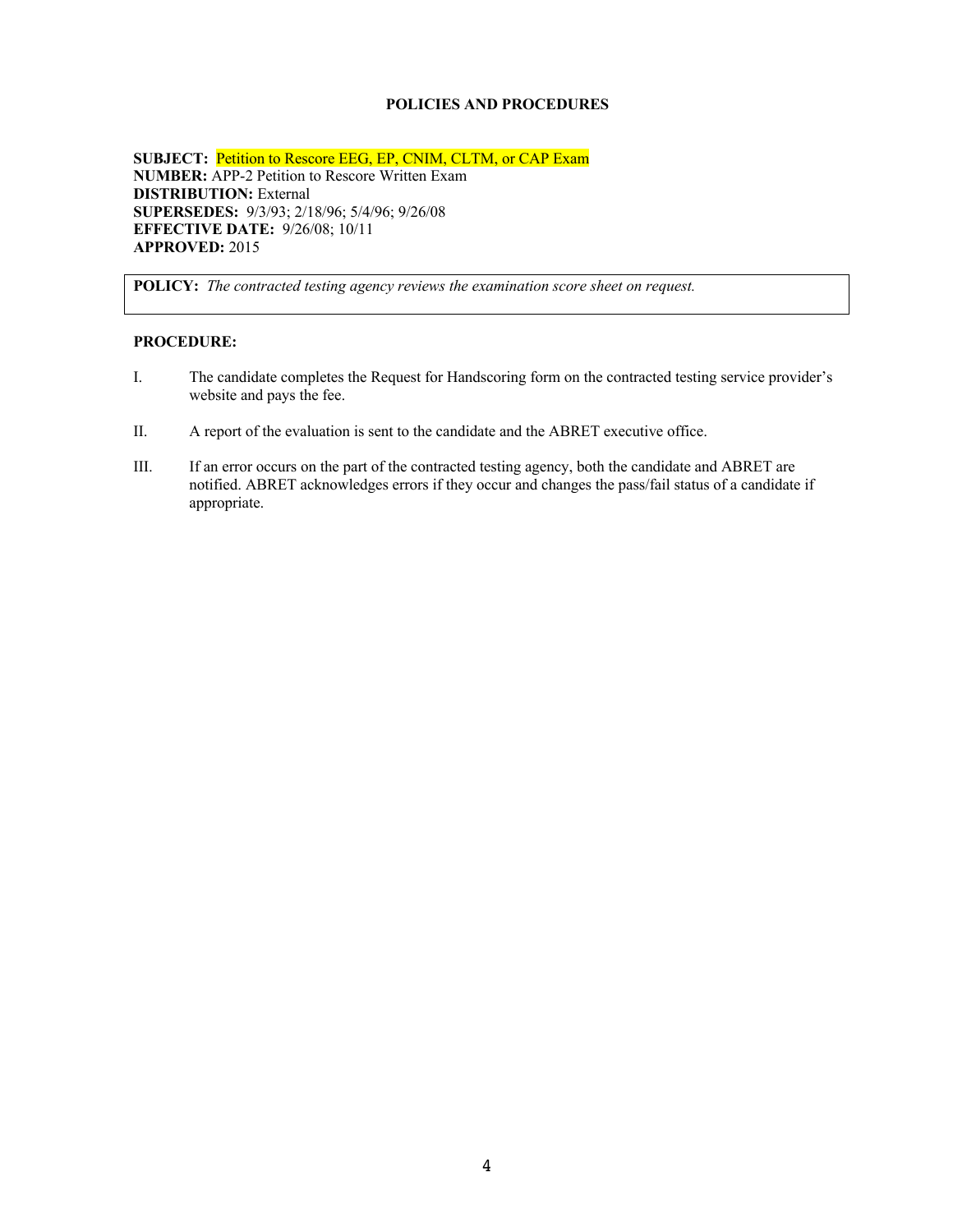**POLICIES AND PROCEDURES**

**SUBJECT:** Petition to Rescore EEG, EP, CNIM, CLTM, or CAP Exam
**NUMBER:** APP-2 Petition to Rescore Written Exam
**DISTRIBUTION:** External
**SUPERSEDES:** 9/3/93; 2/18/96; 5/4/96; 9/26/08
**EFFECTIVE DATE:** 9/26/08; 10/11
**APPROVED:** 2015

**POLICY:** *The contracted testing agency reviews the examination score sheet on request.*

**PROCEDURE:**

I. The candidate completes the Request for Handscoring form on the contracted testing service provider's website and pays the fee.

II. A report of the evaluation is sent to the candidate and the ABRET executive office.

III. If an error occurs on the part of the contracted testing agency, both the candidate and ABRET are notified. ABRET acknowledges errors if they occur and changes the pass/fail status of a candidate if appropriate.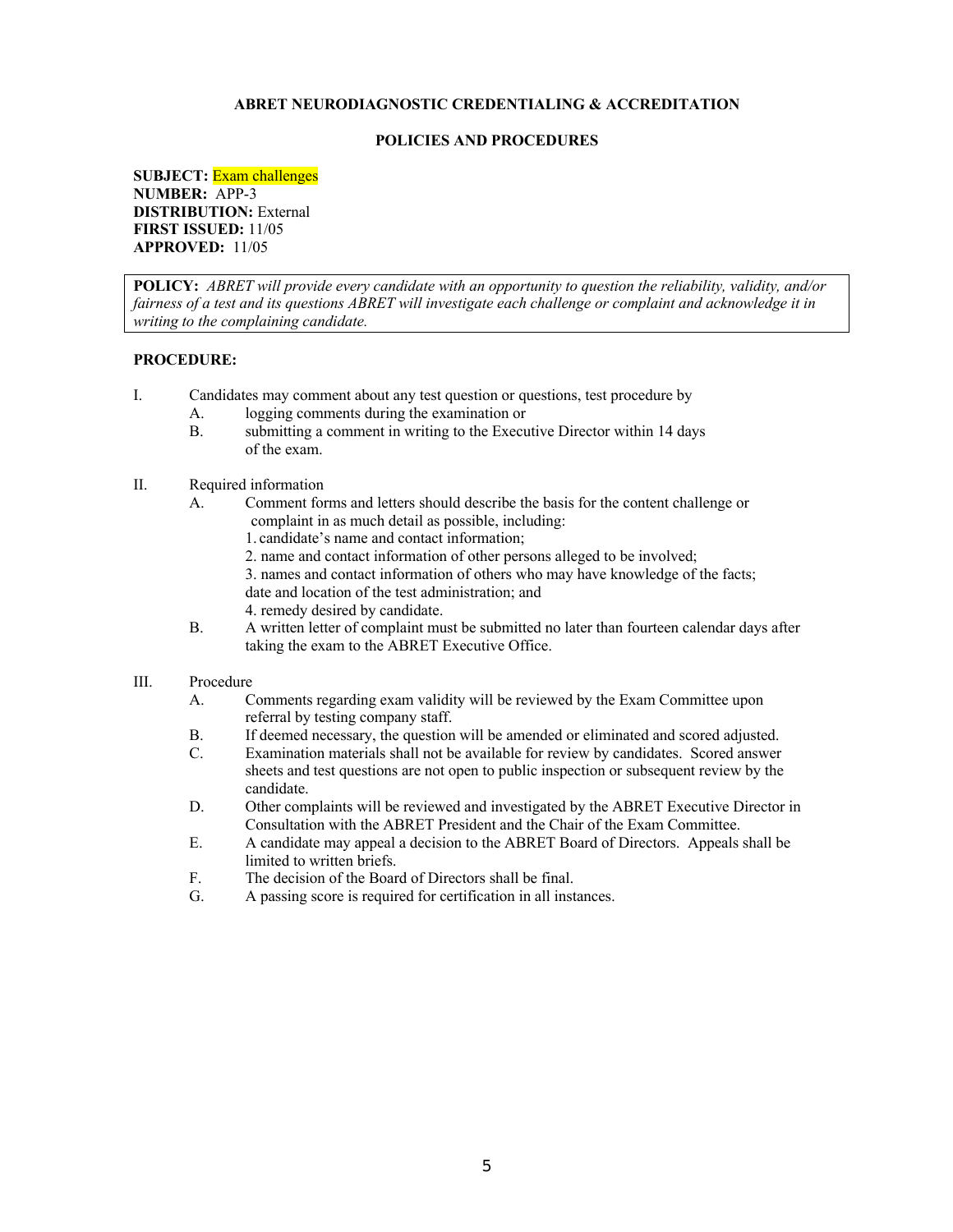**ABRET NEURODIAGNOSTIC CREDENTIALING & ACCREDITATION**

**POLICIES AND PROCEDURES**

**SUBJECT:** Exam challenges
**NUMBER:** APP-3
**DISTRIBUTION:** External
**FIRST ISSUED:** 11/05
**APPROVED:** 11/05

**POLICY:** *ABRET will provide every candidate with an opportunity to question the reliability, validity, and/or fairness of a test and its questions ABRET will investigate each challenge or complaint and acknowledge it in writing to the complaining candidate.*

**PROCEDURE:**

I. Candidates may comment about any test question or questions, test procedure by
   - A. logging comments during the examination or
   - B. submitting a comment in writing to the Executive Director within 14 days of the exam.

II. Required information
   - A. Comment forms and letters should describe the basis for the content challenge or complaint in as much detail as possible, including:
     1. candidate's name and contact information;
     2. name and contact information of other persons alleged to be involved;
     3. names and contact information of others who may have knowledge of the facts; date and location of the test administration; and
     4. remedy desired by candidate.
   - B. A written letter of complaint must be submitted no later than fourteen calendar days after taking the exam to the ABRET Executive Office.

III. Procedure
   - A. Comments regarding exam validity will be reviewed by the Exam Committee upon referral by testing company staff.
   - B. If deemed necessary, the question will be amended or eliminated and scored adjusted.
   - C. Examination materials shall not be available for review by candidates. Scored answer sheets and test questions are not open to public inspection or subsequent review by the candidate.
   - D. Other complaints will be reviewed and investigated by the ABRET Executive Director in Consultation with the ABRET President and the Chair of the Exam Committee.
   - E. A candidate may appeal a decision to the ABRET Board of Directors. Appeals shall be limited to written briefs.
   - F. The decision of the Board of Directors shall be final.
   - G. A passing score is required for certification in all instances.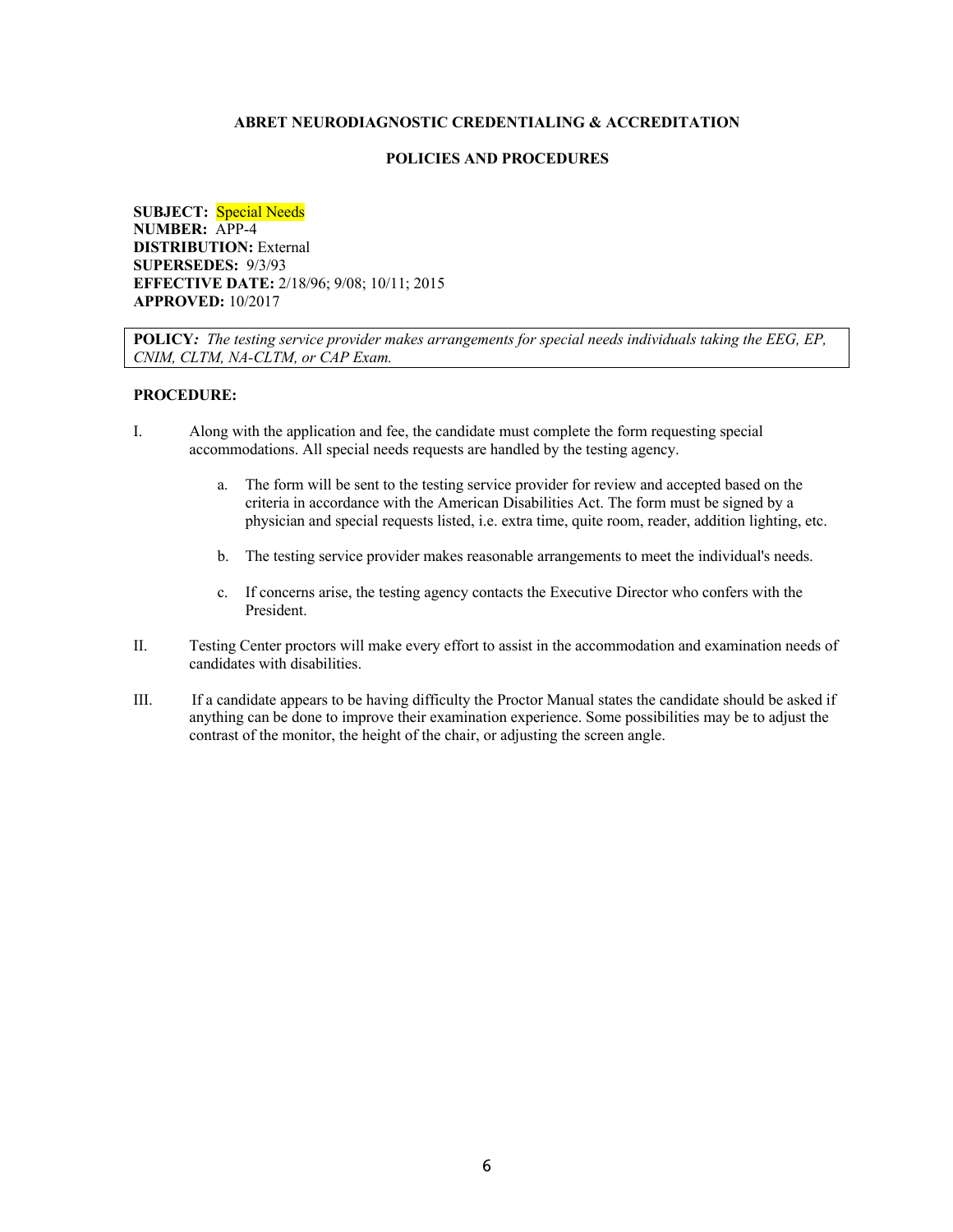**ABRET NEURODIAGNOSTIC CREDENTIALING & ACCREDITATION**

**POLICIES AND PROCEDURES**

**SUBJECT:** Special Needs
**NUMBER:** APP-4
**DISTRIBUTION:** External
**SUPERSEDES:** 9/3/93
**EFFECTIVE DATE:** 2/18/96; 9/08; 10/11; 2015
**APPROVED:** 10/2017

**POLICY:** *The testing service provider makes arrangements for special needs individuals taking the EEG, EP, CNIM, CLTM, NA-CLTM, or CAP Exam.*

**PROCEDURE:**

I. Along with the application and fee, the candidate must complete the form requesting special accommodations. All special needs requests are handled by the testing agency.

   a. The form will be sent to the testing service provider for review and accepted based on the criteria in accordance with the American Disabilities Act. The form must be signed by a physician and special requests listed, i.e. extra time, quite room, reader, addition lighting, etc.

   b. The testing service provider makes reasonable arrangements to meet the individual's needs.

   c. If concerns arise, the testing agency contacts the Executive Director who confers with the President.

II. Testing Center proctors will make every effort to assist in the accommodation and examination needs of candidates with disabilities.

III. If a candidate appears to be having difficulty the Proctor Manual states the candidate should be asked if anything can be done to improve their examination experience. Some possibilities may be to adjust the contrast of the monitor, the height of the chair, or adjusting the screen angle.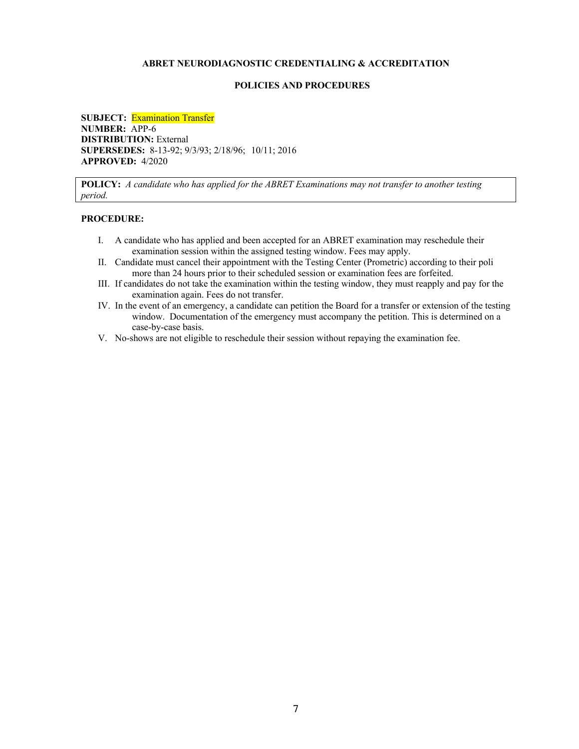**ABRET NEURODIAGNOSTIC CREDENTIALING & ACCREDITATION**

**POLICIES AND PROCEDURES**

**SUBJECT:** Examination Transfer
**NUMBER:** APP-6
**DISTRIBUTION:** External
**SUPERSEDES:** 8-13-92; 9/3/93; 2/18/96; 10/11; 2016
**APPROVED:** 4/2020

**POLICY:** *A candidate who has applied for the ABRET Examinations may not transfer to another testing period.*

**PROCEDURE:**

I. A candidate who has applied and been accepted for an ABRET examination may reschedule their examination session within the assigned testing window. Fees may apply.

II. Candidate must cancel their appointment with the Testing Center (Prometric) according to their poli more than 24 hours prior to their scheduled session or examination fees are forfeited.

III. If candidates do not take the examination within the testing window, they must reapply and pay for the examination again. Fees do not transfer.

IV. In the event of an emergency, a candidate can petition the Board for a transfer or extension of the testing window. Documentation of the emergency must accompany the petition. This is determined on a case-by-case basis.

V. No-shows are not eligible to reschedule their session without repaying the examination fee.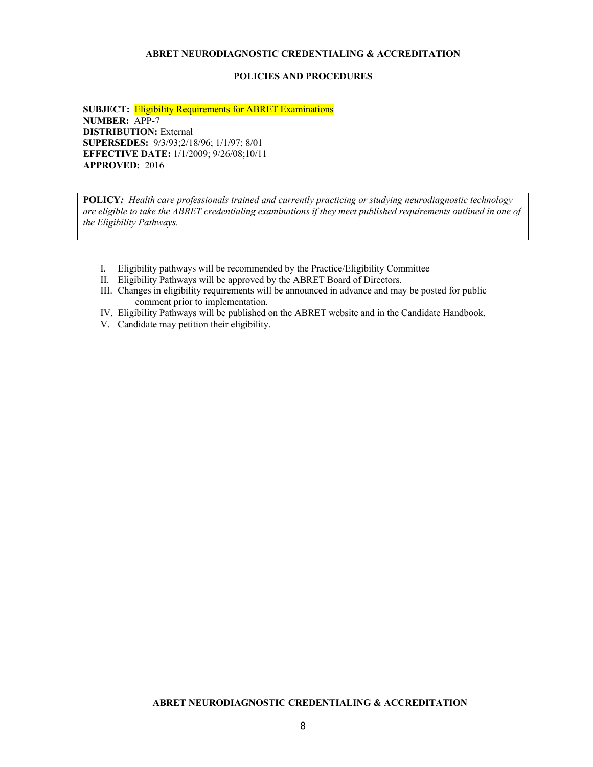**POLICIES AND PROCEDURES**

**SUBJECT:** Eligibility Requirements for ABRET Examinations
**NUMBER:** APP-7
**DISTRIBUTION:** External
**SUPERSEDES:** 9/3/93;2/18/96; 1/1/97; 8/01
**EFFECTIVE DATE:** 1/1/2009; 9/26/08;10/11
**APPROVED:** 2016

**POLICY***: Health care professionals trained and currently practicing or studying neurodiagnostic technology are eligible to take the ABRET credentialing examinations if they meet published requirements outlined in one of the Eligibility Pathways.*

I. Eligibility pathways will be recommended by the Practice/Eligibility Committee
II. Eligibility Pathways will be approved by the ABRET Board of Directors.
III. Changes in eligibility requirements will be announced in advance and may be posted for public comment prior to implementation.
IV. Eligibility Pathways will be published on the ABRET website and in the Candidate Handbook.
V. Candidate may petition their eligibility.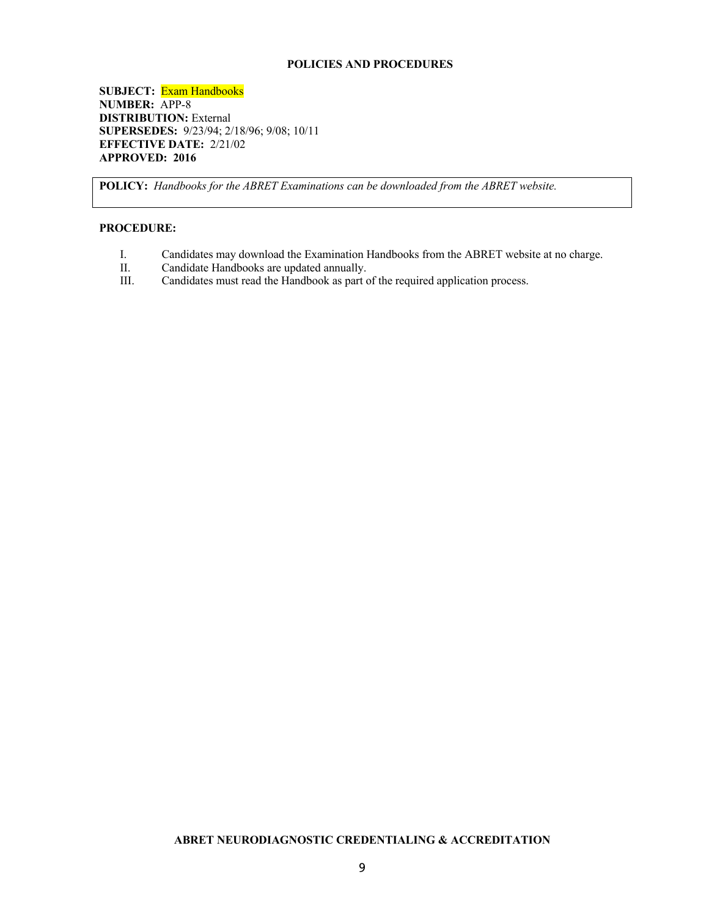**POLICIES AND PROCEDURES**

**SUBJECT:** Exam Handbooks
**NUMBER:** APP-8
**DISTRIBUTION:** External
**SUPERSEDES:** 9/23/94; 2/18/96; 9/08; 10/11
**EFFECTIVE DATE:** 2/21/02
**APPROVED:** **2016**

**POLICY:** *Handbooks for the ABRET Examinations can be downloaded from the ABRET website.*

**PROCEDURE:**

I. Candidates may download the Examination Handbooks from the ABRET website at no charge.
II. Candidate Handbooks are updated annually.
III. Candidates must read the Handbook as part of the required application process.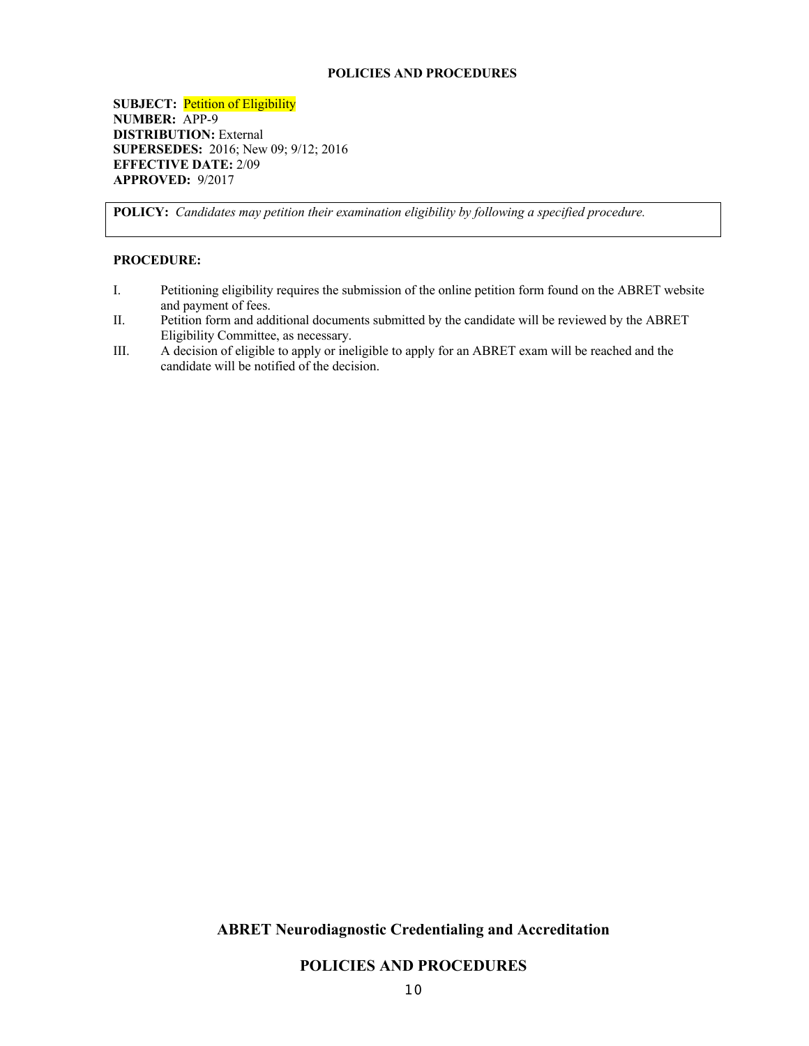**POLICIES AND PROCEDURES**

**SUBJECT:** Petition of Eligibility
**NUMBER:** APP-9
**DISTRIBUTION:** External
**SUPERSEDES:** 2016; New 09; 9/12; 2016
**EFFECTIVE DATE:** 2/09
**APPROVED:** 9/2017

**POLICY:** *Candidates may petition their examination eligibility by following a specified procedure.*

**PROCEDURE:**

I. Petitioning eligibility requires the submission of the online petition form found on the ABRET website and payment of fees.
II. Petition form and additional documents submitted by the candidate will be reviewed by the ABRET Eligibility Committee, as necessary.
III. A decision of eligible to apply or ineligible to apply for an ABRET exam will be reached and the candidate will be notified of the decision.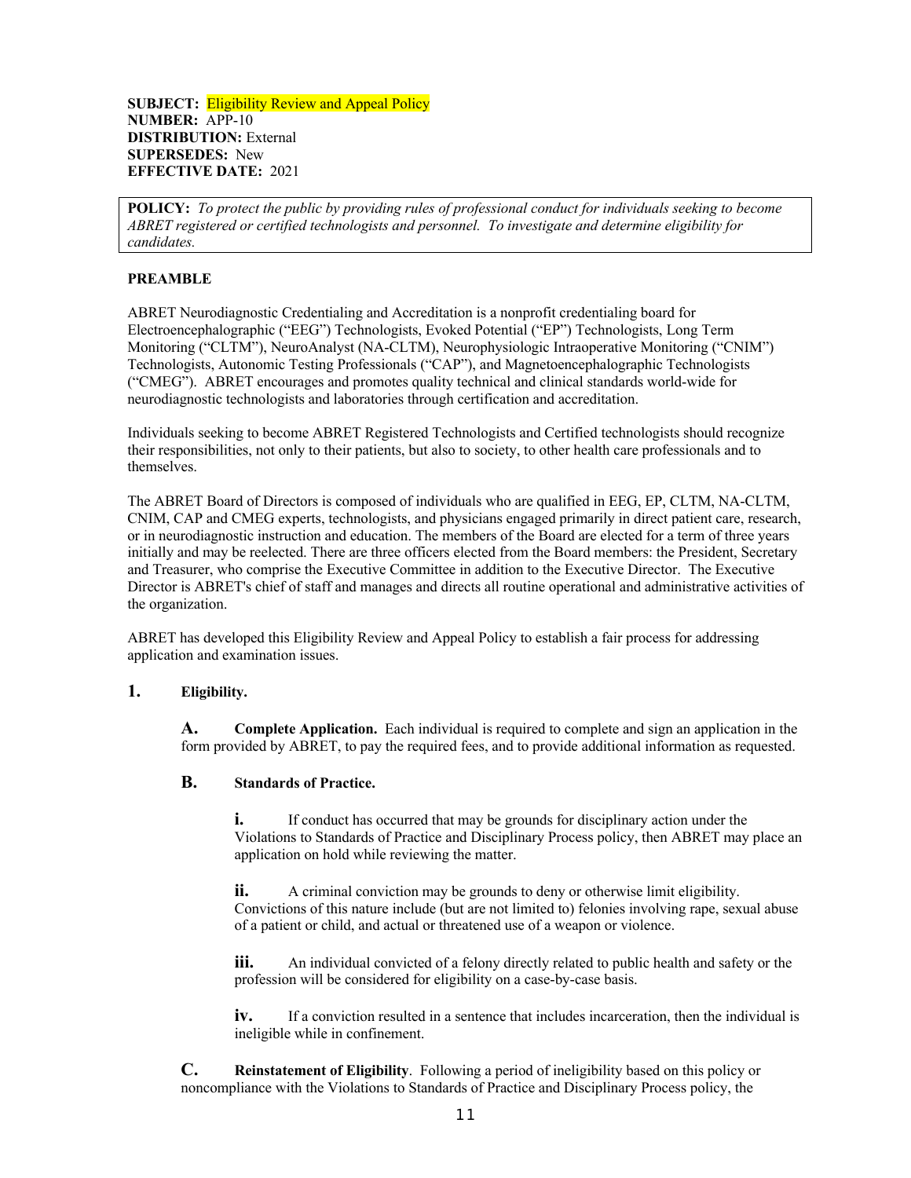**SUBJECT:** Eligibility Review and Appeal Policy
**NUMBER:** APP-10
**DISTRIBUTION:** External
**SUPERSEDES:** New
**EFFECTIVE DATE:** 2021

**POLICY:** *To protect the public by providing rules of professional conduct for individuals seeking to become ABRET registered or certified technologists and personnel. To investigate and determine eligibility for candidates.*

**PREAMBLE**

ABRET Neurodiagnostic Credentialing and Accreditation is a nonprofit credentialing board for Electroencephalographic ("EEG") Technologists, Evoked Potential ("EP") Technologists, Long Term Monitoring ("CLTM"), NeuroAnalyst (NA-CLTM), Neurophysiologic Intraoperative Monitoring ("CNIM") Technologists, Autonomic Testing Professionals ("CAP"), and Magnetoencephalographic Technologists ("CMEG"). ABRET encourages and promotes quality technical and clinical standards world-wide for neurodiagnostic technologists and laboratories through certification and accreditation.

Individuals seeking to become ABRET Registered Technologists and Certified technologists should recognize their responsibilities, not only to their patients, but also to society, to other health care professionals and to themselves.

The ABRET Board of Directors is composed of individuals who are qualified in EEG, EP, CLTM, NA-CLTM, CNIM, CAP and CMEG experts, technologists, and physicians engaged primarily in direct patient care, research, or in neurodiagnostic instruction and education. The members of the Board are elected for a term of three years initially and may be reelected. There are three officers elected from the Board members: the President, Secretary and Treasurer, who comprise the Executive Committee in addition to the Executive Director. The Executive Director is ABRET's chief of staff and manages and directs all routine operational and administrative activities of the organization.

ABRET has developed this Eligibility Review and Appeal Policy to establish a fair process for addressing application and examination issues.

**1. Eligibility.**

**A. Complete Application.** Each individual is required to complete and sign an application in the form provided by ABRET, to pay the required fees, and to provide additional information as requested.

**B. Standards of Practice.**

**i.** If conduct has occurred that may be grounds for disciplinary action under the Violations to Standards of Practice and Disciplinary Process policy, then ABRET may place an application on hold while reviewing the matter.

**ii.** A criminal conviction may be grounds to deny or otherwise limit eligibility. Convictions of this nature include (but are not limited to) felonies involving rape, sexual abuse of a patient or child, and actual or threatened use of a weapon or violence.

**iii.** An individual convicted of a felony directly related to public health and safety or the profession will be considered for eligibility on a case-by-case basis.

**iv.** If a conviction resulted in a sentence that includes incarceration, then the individual is ineligible while in confinement.

**C. Reinstatement of Eligibility**. Following a period of ineligibility based on this policy or noncompliance with the Violations to Standards of Practice and Disciplinary Process policy, the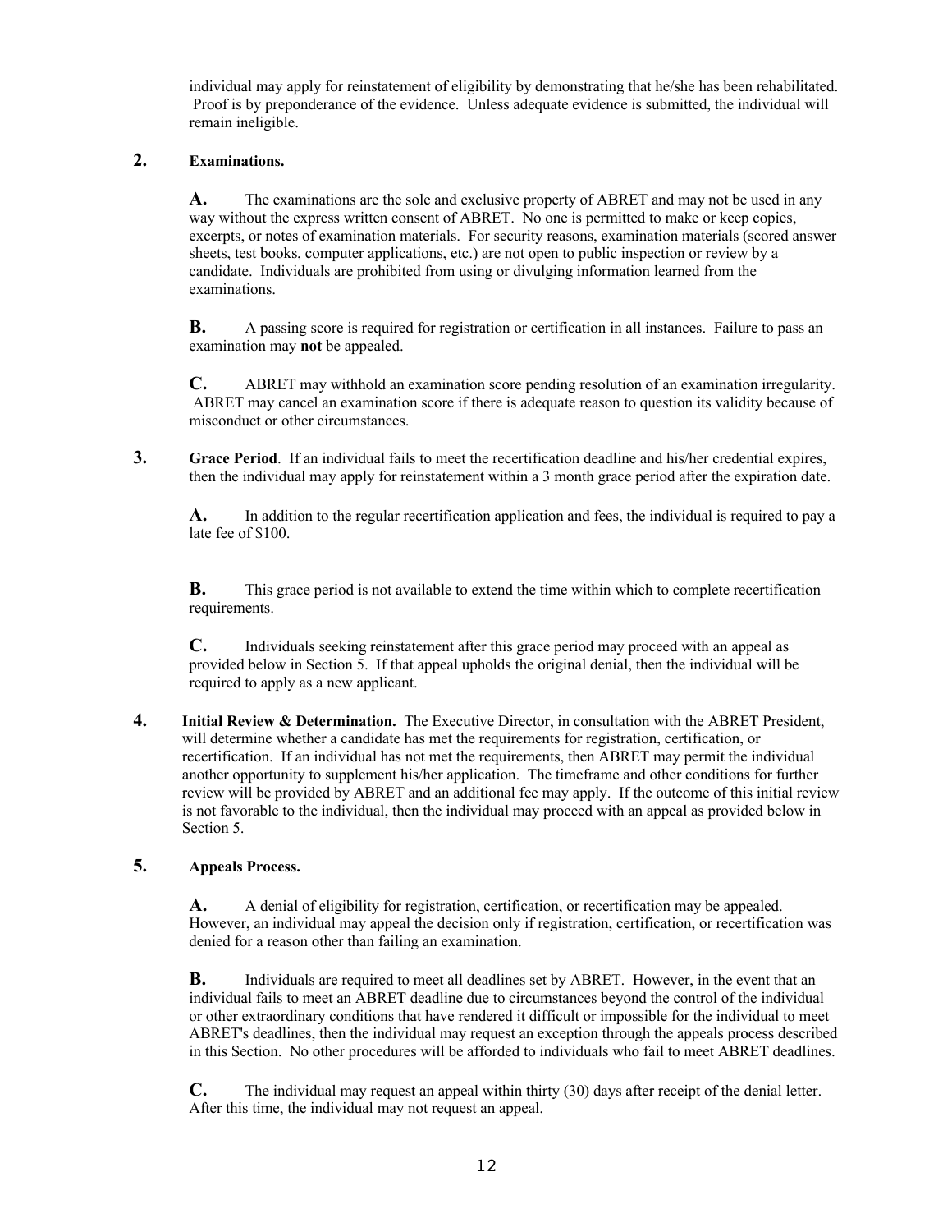individual may apply for reinstatement of eligibility by demonstrating that he/she has been rehabilitated. Proof is by preponderance of the evidence. Unless adequate evidence is submitted, the individual will remain ineligible.

**2. Examinations.**

**A.** The examinations are the sole and exclusive property of ABRET and may not be used in any way without the express written consent of ABRET. No one is permitted to make or keep copies, excerpts, or notes of examination materials. For security reasons, examination materials (scored answer sheets, test books, computer applications, etc.) are not open to public inspection or review by a candidate. Individuals are prohibited from using or divulging information learned from the examinations.

**B.** A passing score is required for registration or certification in all instances. Failure to pass an examination may **not** be appealed.

**C.** ABRET may withhold an examination score pending resolution of an examination irregularity. ABRET may cancel an examination score if there is adequate reason to question its validity because of misconduct or other circumstances.

**3. Grace Period**. If an individual fails to meet the recertification deadline and his/her credential expires, then the individual may apply for reinstatement within a 3 month grace period after the expiration date.

**A.** In addition to the regular recertification application and fees, the individual is required to pay a late fee of $100.

**B.** This grace period is not available to extend the time within which to complete recertification requirements.

**C.** Individuals seeking reinstatement after this grace period may proceed with an appeal as provided below in Section 5. If that appeal upholds the original denial, then the individual will be required to apply as a new applicant.

**4. Initial Review & Determination.** The Executive Director, in consultation with the ABRET President, will determine whether a candidate has met the requirements for registration, certification, or recertification. If an individual has not met the requirements, then ABRET may permit the individual another opportunity to supplement his/her application. The timeframe and other conditions for further review will be provided by ABRET and an additional fee may apply. If the outcome of this initial review is not favorable to the individual, then the individual may proceed with an appeal as provided below in Section 5.

**5. Appeals Process.**

**A.** A denial of eligibility for registration, certification, or recertification may be appealed. However, an individual may appeal the decision only if registration, certification, or recertification was denied for a reason other than failing an examination.

**B.** Individuals are required to meet all deadlines set by ABRET. However, in the event that an individual fails to meet an ABRET deadline due to circumstances beyond the control of the individual or other extraordinary conditions that have rendered it difficult or impossible for the individual to meet ABRET's deadlines, then the individual may request an exception through the appeals process described in this Section. No other procedures will be afforded to individuals who fail to meet ABRET deadlines.

**C.** The individual may request an appeal within thirty (30) days after receipt of the denial letter. After this time, the individual may not request an appeal.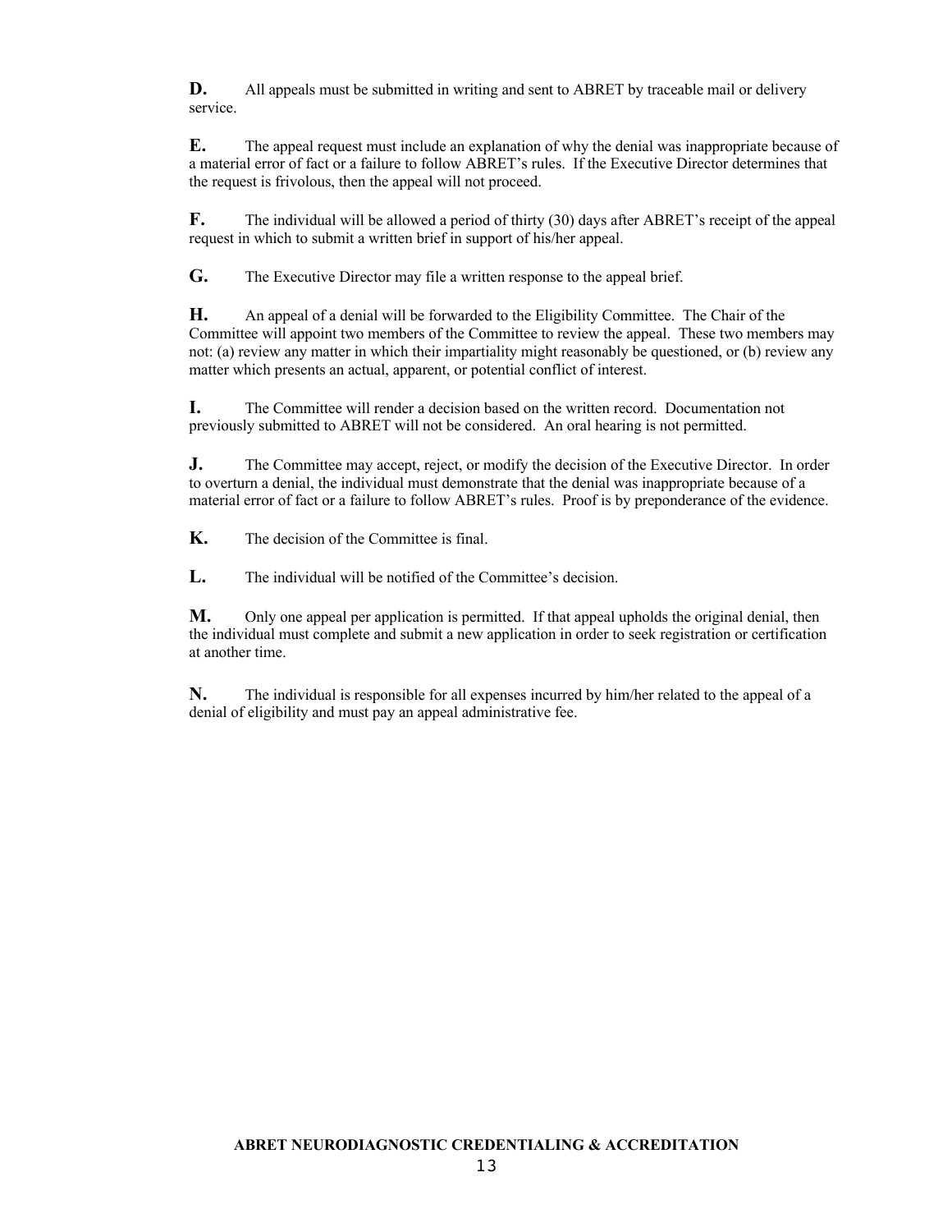**D.** All appeals must be submitted in writing and sent to ABRET by traceable mail or delivery service.

**E.** The appeal request must include an explanation of why the denial was inappropriate because of a material error of fact or a failure to follow ABRET's rules. If the Executive Director determines that the request is frivolous, then the appeal will not proceed.

**F.** The individual will be allowed a period of thirty (30) days after ABRET's receipt of the appeal request in which to submit a written brief in support of his/her appeal.

**G.** The Executive Director may file a written response to the appeal brief.

**H.** An appeal of a denial will be forwarded to the Eligibility Committee. The Chair of the Committee will appoint two members of the Committee to review the appeal. These two members may not: (a) review any matter in which their impartiality might reasonably be questioned, or (b) review any matter which presents an actual, apparent, or potential conflict of interest.

**I.** The Committee will render a decision based on the written record. Documentation not previously submitted to ABRET will not be considered. An oral hearing is not permitted.

**J.** The Committee may accept, reject, or modify the decision of the Executive Director. In order to overturn a denial, the individual must demonstrate that the denial was inappropriate because of a material error of fact or a failure to follow ABRET's rules. Proof is by preponderance of the evidence.

**K.** The decision of the Committee is final.

**L.** The individual will be notified of the Committee's decision.

**M.** Only one appeal per application is permitted. If that appeal upholds the original denial, then the individual must complete and submit a new application in order to seek registration or certification at another time.

**N.** The individual is responsible for all expenses incurred by him/her related to the appeal of a denial of eligibility and must pay an appeal administrative fee.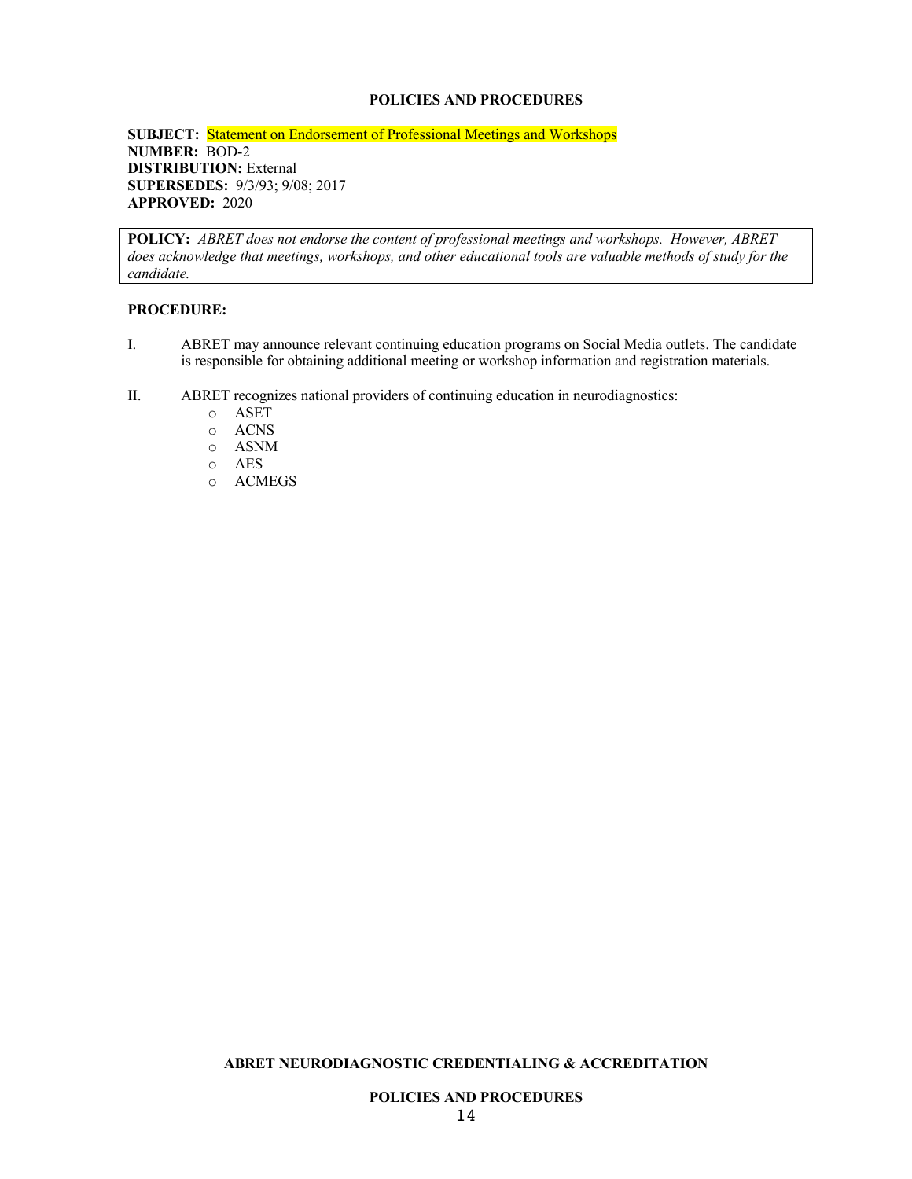**POLICIES AND PROCEDURES**

**SUBJECT:** Statement on Endorsement of Professional Meetings and Workshops
**NUMBER:** BOD-2
**DISTRIBUTION:** External
**SUPERSEDES:** 9/3/93; 9/08; 2017
**APPROVED:** 2020

**POLICY:** *ABRET does not endorse the content of professional meetings and workshops. However, ABRET does acknowledge that meetings, workshops, and other educational tools are valuable methods of study for the candidate.*

**PROCEDURE:**

I. ABRET may announce relevant continuing education programs on Social Media outlets. The candidate is responsible for obtaining additional meeting or workshop information and registration materials.

II. ABRET recognizes national providers of continuing education in neurodiagnostics:
   - ASET
   - ACNS
   - ASNM
   - AES
   - ACMEGS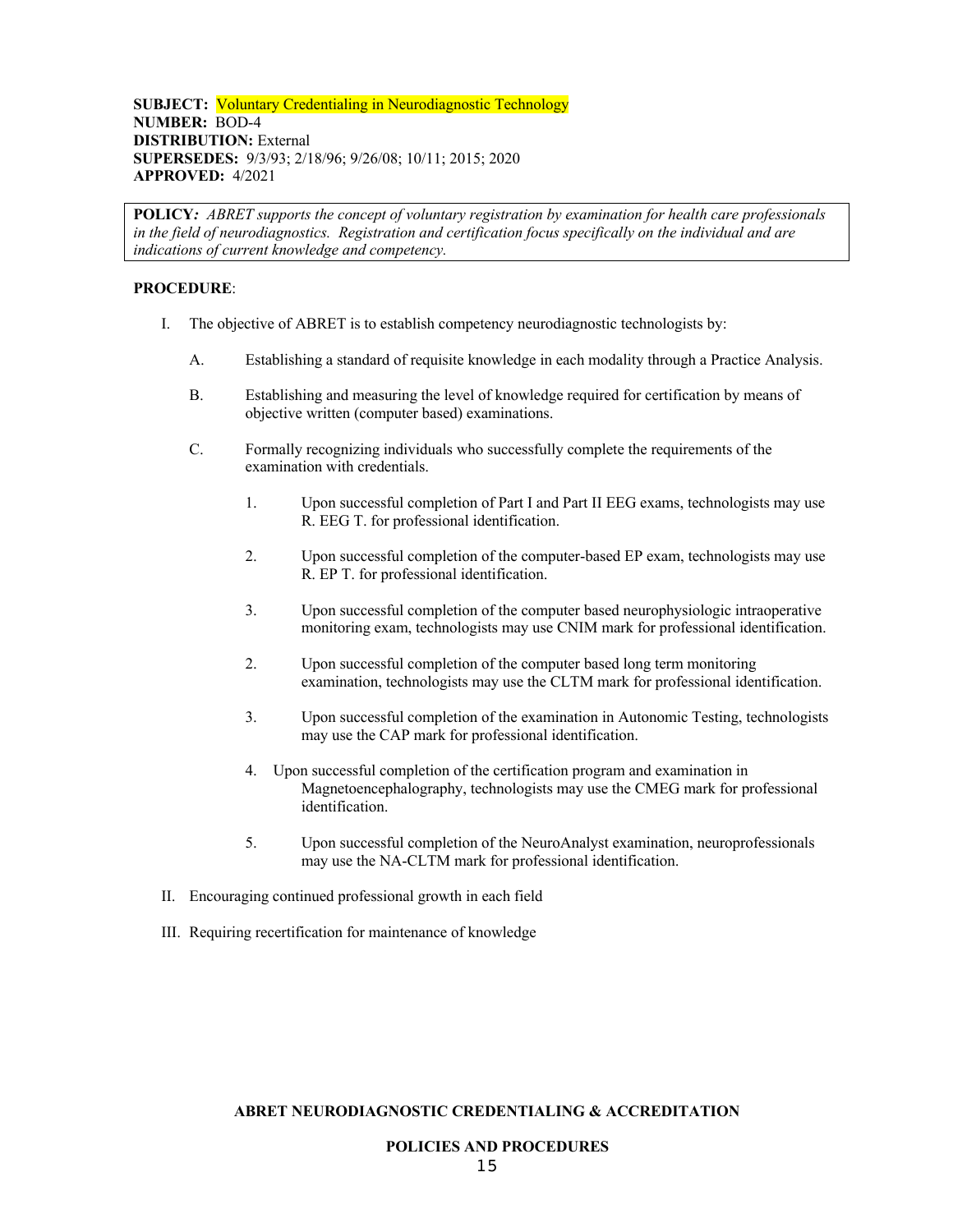**SUBJECT:** Voluntary Credentialing in Neurodiagnostic Technology
**NUMBER:** BOD-4
**DISTRIBUTION:** External
**SUPERSEDES:** 9/3/93; 2/18/96; 9/26/08; 10/11; 2015; 2020
**APPROVED:** 4/2021

**POLICY:** *ABRET supports the concept of voluntary registration by examination for health care professionals in the field of neurodiagnostics. Registration and certification focus specifically on the individual and are indications of current knowledge and competency.*

**PROCEDURE**:

I. The objective of ABRET is to establish competency neurodiagnostic technologists by:

   A. Establishing a standard of requisite knowledge in each modality through a Practice Analysis.

   B. Establishing and measuring the level of knowledge required for certification by means of objective written (computer based) examinations.

   C. Formally recognizing individuals who successfully complete the requirements of the examination with credentials.

      1. Upon successful completion of Part I and Part II EEG exams, technologists may use R. EEG T. for professional identification.

      2. Upon successful completion of the computer-based EP exam, technologists may use R. EP T. for professional identification.

      3. Upon successful completion of the computer based neurophysiologic intraoperative monitoring exam, technologists may use CNIM mark for professional identification.

      2. Upon successful completion of the computer based long term monitoring examination, technologists may use the CLTM mark for professional identification.

      3. Upon successful completion of the examination in Autonomic Testing, technologists may use the CAP mark for professional identification.

      4. Upon successful completion of the certification program and examination in Magnetoencephalography, technologists may use the CMEG mark for professional identification.

      5. Upon successful completion of the NeuroAnalyst examination, neuroprofessionals may use the NA-CLTM mark for professional identification.

II. Encouraging continued professional growth in each field

III. Requiring recertification for maintenance of knowledge

**ABRET NEURODIAGNOSTIC CREDENTIALING & ACCREDITATION**

**POLICIES AND PROCEDURES**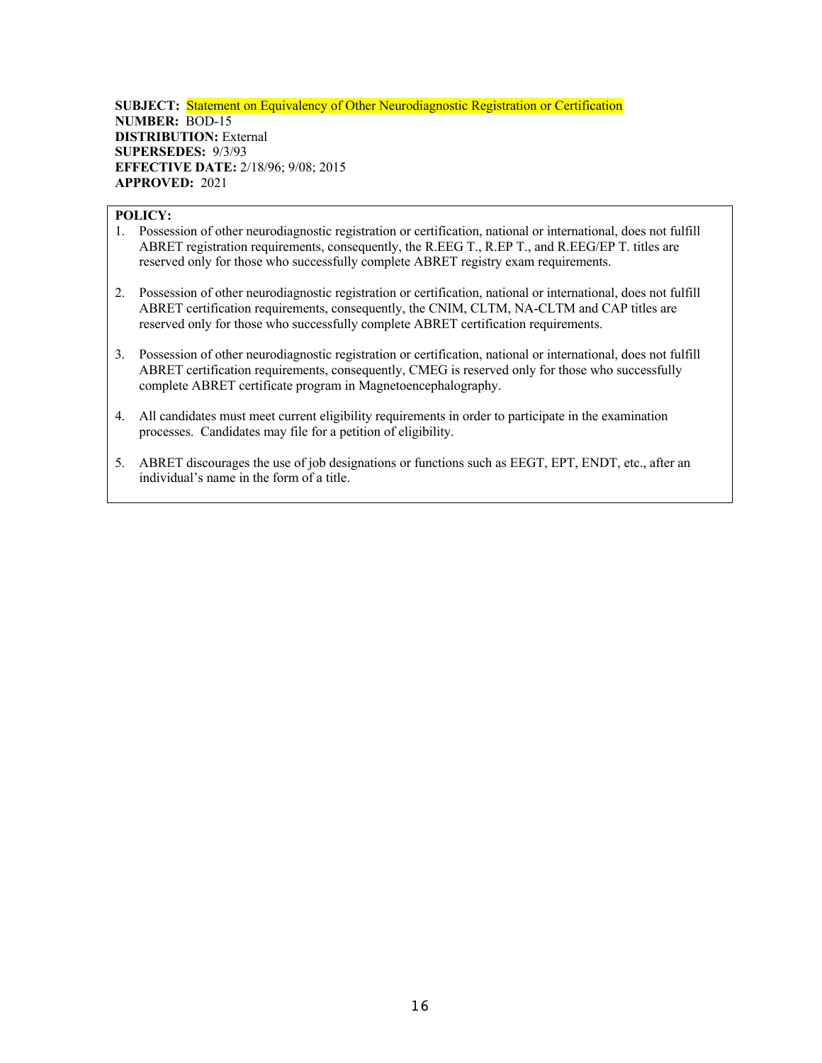**SUBJECT:** Statement on Equivalency of Other Neurodiagnostic Registration or Certification
**NUMBER:** BOD-15
**DISTRIBUTION:** External
**SUPERSEDES:** 9/3/93
**EFFECTIVE DATE:** 2/18/96; 9/08; 2015
**APPROVED:** 2021

**POLICY:**

1. Possession of other neurodiagnostic registration or certification, national or international, does not fulfill ABRET registration requirements, consequently, the R.EEG T., R.EP T., and R.EEG/EP T. titles are reserved only for those who successfully complete ABRET registry exam requirements.

2. Possession of other neurodiagnostic registration or certification, national or international, does not fulfill ABRET certification requirements, consequently, the CNIM, CLTM, NA-CLTM and CAP titles are reserved only for those who successfully complete ABRET certification requirements.

3. Possession of other neurodiagnostic registration or certification, national or international, does not fulfill ABRET certification requirements, consequently, CMEG is reserved only for those who successfully complete ABRET certificate program in Magnetoencephalography.

4. All candidates must meet current eligibility requirements in order to participate in the examination processes. Candidates may file for a petition of eligibility.

5. ABRET discourages the use of job designations or functions such as EEGT, EPT, ENDT, etc., after an individual's name in the form of a title.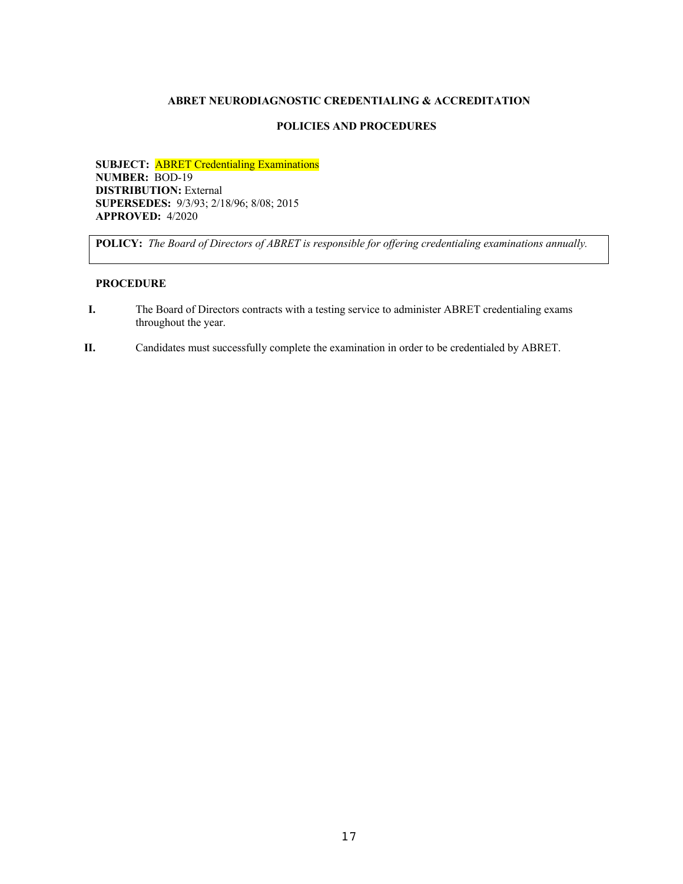**ABRET NEURODIAGNOSTIC CREDENTIALING & ACCREDITATION**

**POLICIES AND PROCEDURES**

**SUBJECT:** ABRET Credentialing Examinations
**NUMBER:** BOD-19
**DISTRIBUTION:** External
**SUPERSEDES:** 9/3/93; 2/18/96; 8/08; 2015
**APPROVED:** 4/2020

**POLICY:** *The Board of Directors of ABRET is responsible for offering credentialing examinations annually.*

**PROCEDURE**

**I.** The Board of Directors contracts with a testing service to administer ABRET credentialing exams throughout the year.

**II.** Candidates must successfully complete the examination in order to be credentialed by ABRET.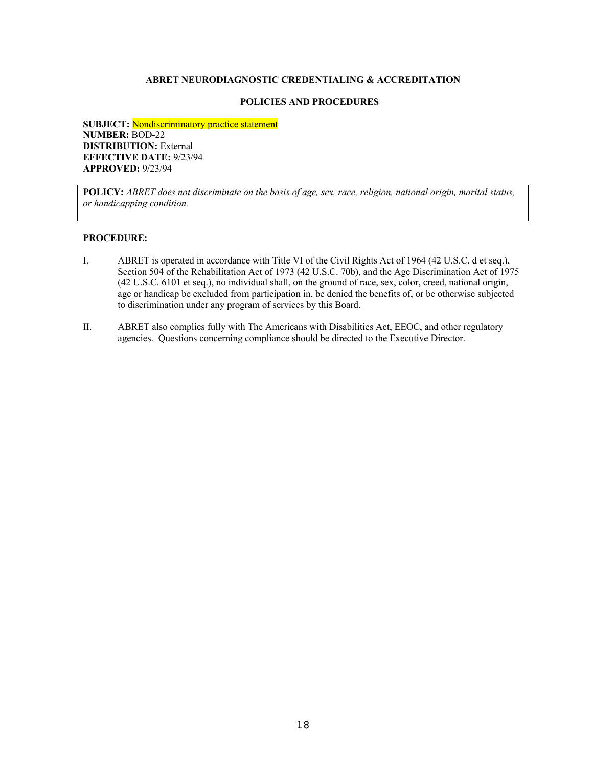**ABRET NEURODIAGNOSTIC CREDENTIALING & ACCREDITATION**

**POLICIES AND PROCEDURES**

**SUBJECT:** Nondiscriminatory practice statement
**NUMBER:** BOD-22
**DISTRIBUTION:** External
**EFFECTIVE DATE:** 9/23/94
**APPROVED:** 9/23/94

**POLICY:** *ABRET does not discriminate on the basis of age, sex, race, religion, national origin, marital status, or handicapping condition.*

**PROCEDURE:**

I. ABRET is operated in accordance with Title VI of the Civil Rights Act of 1964 (42 U.S.C. d et seq.), Section 504 of the Rehabilitation Act of 1973 (42 U.S.C. 70b), and the Age Discrimination Act of 1975 (42 U.S.C. 6101 et seq.), no individual shall, on the ground of race, sex, color, creed, national origin, age or handicap be excluded from participation in, be denied the benefits of, or be otherwise subjected to discrimination under any program of services by this Board.

II. ABRET also complies fully with The Americans with Disabilities Act, EEOC, and other regulatory agencies. Questions concerning compliance should be directed to the Executive Director.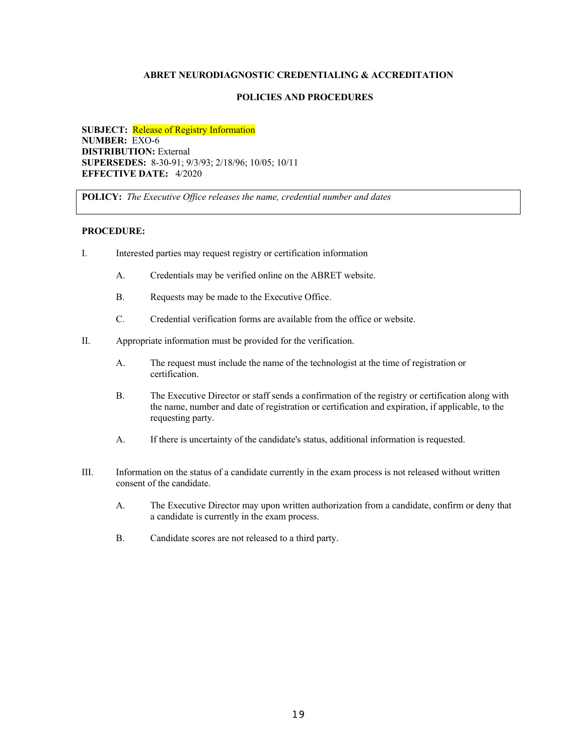**ABRET NEURODIAGNOSTIC CREDENTIALING & ACCREDITATION**

**POLICIES AND PROCEDURES**

**SUBJECT:** Release of Registry Information
**NUMBER:** EXO-6
**DISTRIBUTION:** External
**SUPERSEDES:** 8-30-91; 9/3/93; 2/18/96; 10/05; 10/11
**EFFECTIVE DATE:** 4/2020

**POLICY:** *The Executive Office releases the name, credential number and dates*

**PROCEDURE:**

I. Interested parties may request registry or certification information

   A. Credentials may be verified online on the ABRET website.

   B. Requests may be made to the Executive Office.

   C. Credential verification forms are available from the office or website.

II. Appropriate information must be provided for the verification.

   A. The request must include the name of the technologist at the time of registration or certification.

   B. The Executive Director or staff sends a confirmation of the registry or certification along with the name, number and date of registration or certification and expiration, if applicable, to the requesting party.

   A. If there is uncertainty of the candidate's status, additional information is requested.

III. Information on the status of a candidate currently in the exam process is not released without written consent of the candidate.

   A. The Executive Director may upon written authorization from a candidate, confirm or deny that a candidate is currently in the exam process.

   B. Candidate scores are not released to a third party.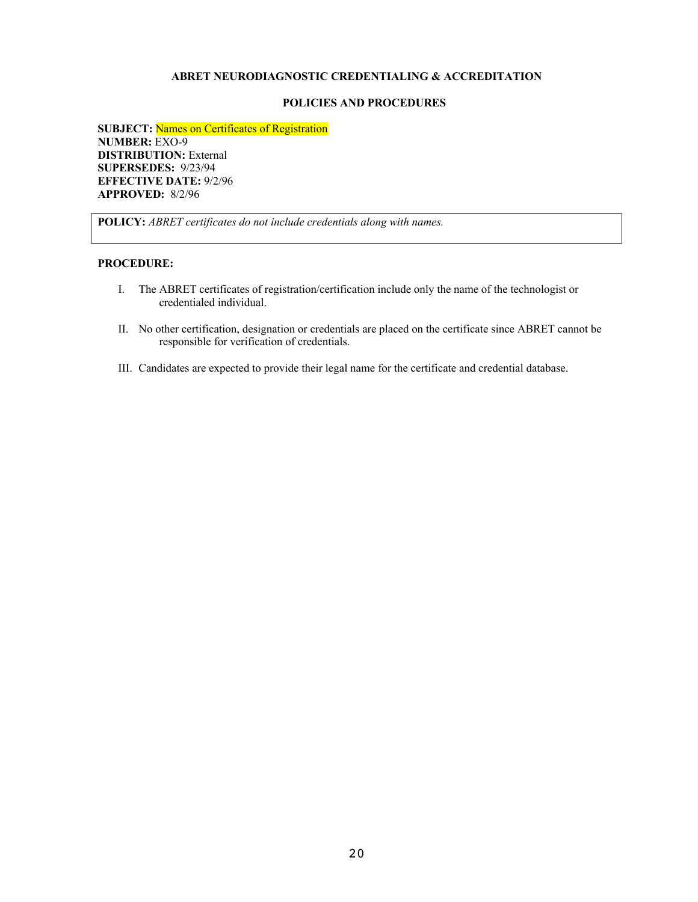**ABRET NEURODIAGNOSTIC CREDENTIALING & ACCREDITATION**

**POLICIES AND PROCEDURES**

**SUBJECT:** Names on Certificates of Registration
**NUMBER:** EXO-9
**DISTRIBUTION:** External
**SUPERSEDES:** 9/23/94
**EFFECTIVE DATE:** 9/2/96
**APPROVED:** 8/2/96

**POLICY:** *ABRET certificates do not include credentials along with names.*

**PROCEDURE:**

I. The ABRET certificates of registration/certification include only the name of the technologist or credentialed individual.

II. No other certification, designation or credentials are placed on the certificate since ABRET cannot be responsible for verification of credentials.

III. Candidates are expected to provide their legal name for the certificate and credential database.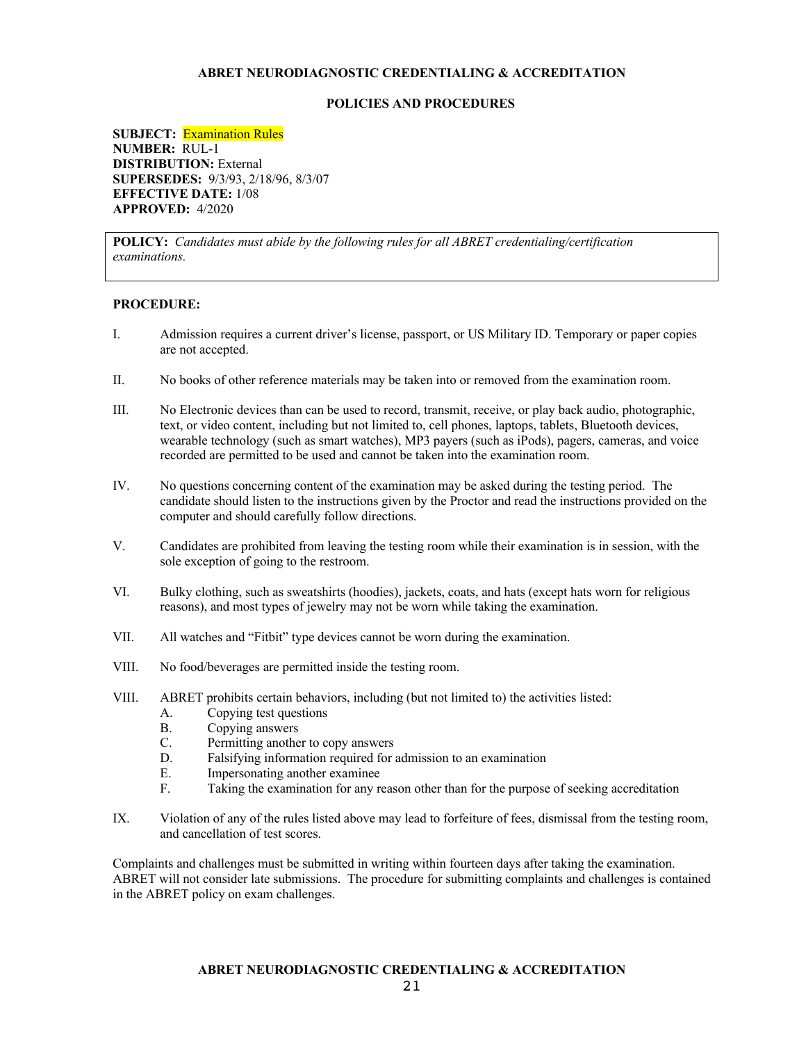**ABRET NEURODIAGNOSTIC CREDENTIALING & ACCREDITATION**

**POLICIES AND PROCEDURES**

**SUBJECT:** Examination Rules
**NUMBER:** RUL-1
**DISTRIBUTION:** External
**SUPERSEDES:** 9/3/93, 2/18/96, 8/3/07
**EFFECTIVE DATE:** 1/08
**APPROVED:** 4/2020

**POLICY:** *Candidates must abide by the following rules for all ABRET credentialing/certification examinations.*

**PROCEDURE:**

I. Admission requires a current driver's license, passport, or US Military ID. Temporary or paper copies are not accepted.

II. No books of other reference materials may be taken into or removed from the examination room.

III. No Electronic devices than can be used to record, transmit, receive, or play back audio, photographic, text, or video content, including but not limited to, cell phones, laptops, tablets, Bluetooth devices, wearable technology (such as smart watches), MP3 payers (such as iPods), pagers, cameras, and voice recorded are permitted to be used and cannot be taken into the examination room.

IV. No questions concerning content of the examination may be asked during the testing period. The candidate should listen to the instructions given by the Proctor and read the instructions provided on the computer and should carefully follow directions.

V. Candidates are prohibited from leaving the testing room while their examination is in session, with the sole exception of going to the restroom.

VI. Bulky clothing, such as sweatshirts (hoodies), jackets, coats, and hats (except hats worn for religious reasons), and most types of jewelry may not be worn while taking the examination.

VII. All watches and "Fitbit" type devices cannot be worn during the examination.

VIII. No food/beverages are permitted inside the testing room.

VIII. ABRET prohibits certain behaviors, including (but not limited to) the activities listed:
   A. Copying test questions
   B. Copying answers
   C. Permitting another to copy answers
   D. Falsifying information required for admission to an examination
   E. Impersonating another examinee
   F. Taking the examination for any reason other than for the purpose of seeking accreditation

IX. Violation of any of the rules listed above may lead to forfeiture of fees, dismissal from the testing room, and cancellation of test scores.

Complaints and challenges must be submitted in writing within fourteen days after taking the examination. ABRET will not consider late submissions. The procedure for submitting complaints and challenges is contained in the ABRET policy on exam challenges.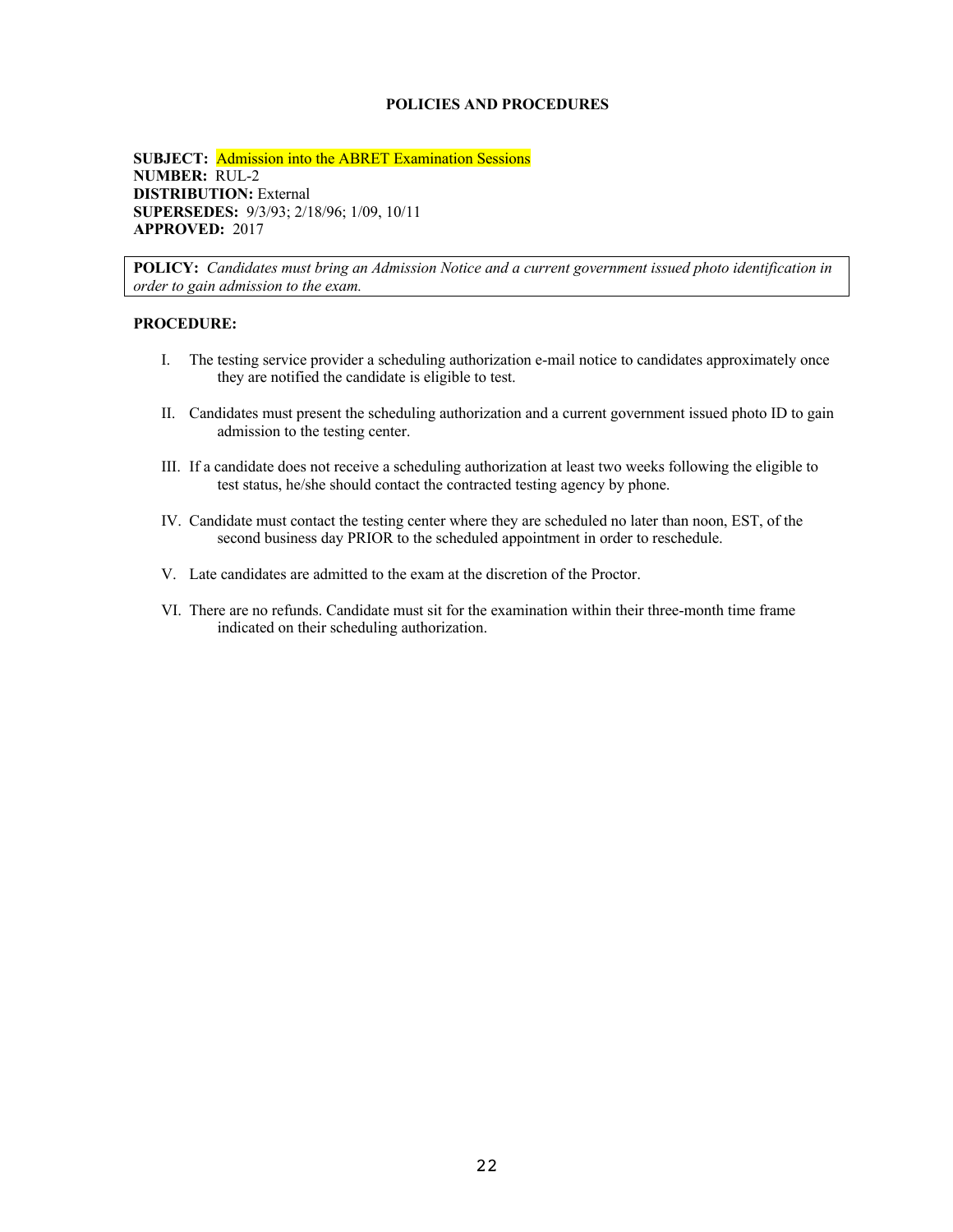## POLICIES AND PROCEDURES

**SUBJECT:** Admission into the ABRET Examination Sessions
**NUMBER:** RUL-2
**DISTRIBUTION:** External
**SUPERSEDES:** 9/3/93; 2/18/96; 1/09, 10/11
**APPROVED:** 2017

**POLICY:** *Candidates must bring an Admission Notice and a current government issued photo identification in order to gain admission to the exam.*

**PROCEDURE:**

I. The testing service provider a scheduling authorization e-mail notice to candidates approximately once they are notified the candidate is eligible to test.

II. Candidates must present the scheduling authorization and a current government issued photo ID to gain admission to the testing center.

III. If a candidate does not receive a scheduling authorization at least two weeks following the eligible to test status, he/she should contact the contracted testing agency by phone.

IV. Candidate must contact the testing center where they are scheduled no later than noon, EST, of the second business day PRIOR to the scheduled appointment in order to reschedule.

V. Late candidates are admitted to the exam at the discretion of the Proctor.

VI. There are no refunds. Candidate must sit for the examination within their three-month time frame indicated on their scheduling authorization.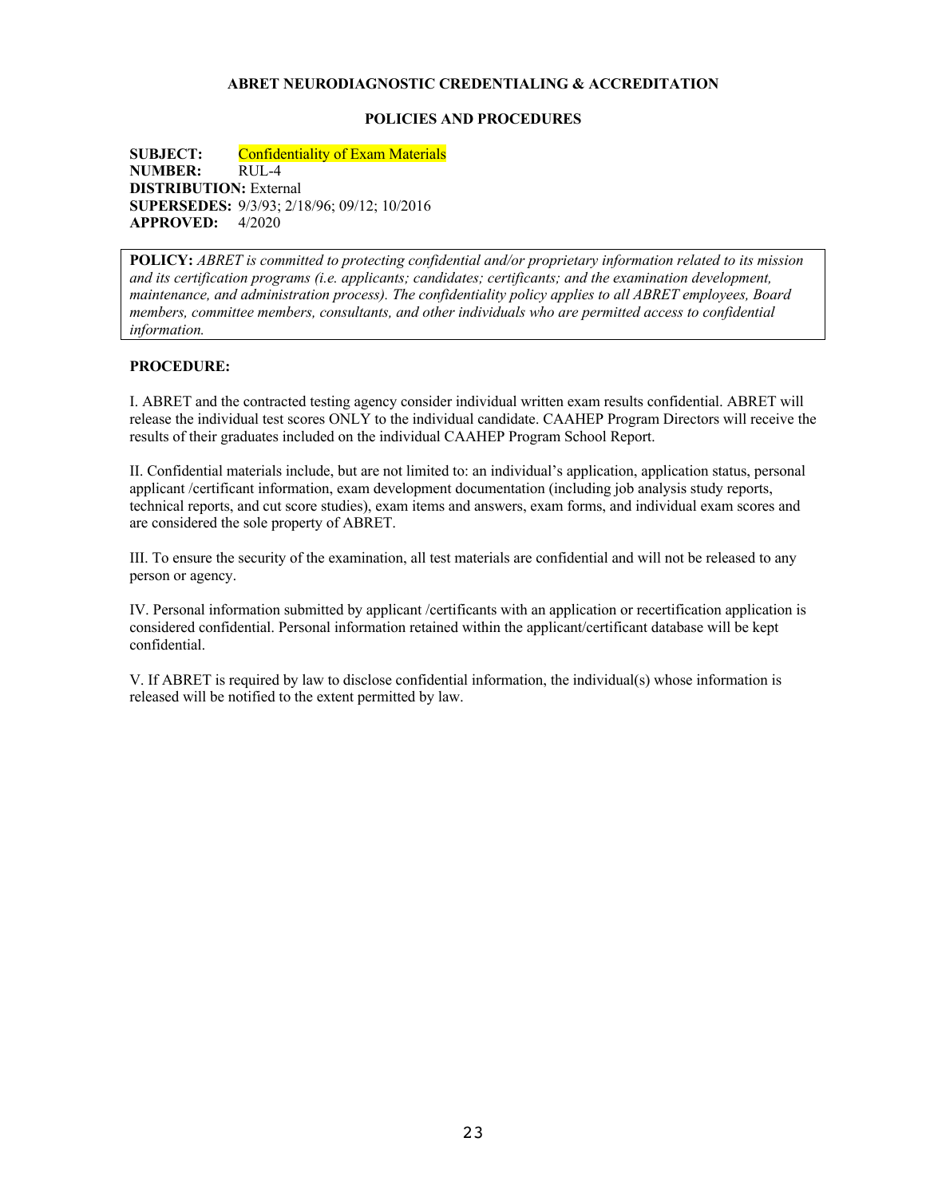**ABRET NEURODIAGNOSTIC CREDENTIALING & ACCREDITATION**

**POLICIES AND PROCEDURES**

**SUBJECT:** Confidentiality of Exam Materials
**NUMBER:** RUL-4
**DISTRIBUTION:** External
**SUPERSEDES:** 9/3/93; 2/18/96; 09/12; 10/2016
**APPROVED:** 4/2020

**POLICY:** *ABRET is committed to protecting confidential and/or proprietary information related to its mission and its certification programs (i.e. applicants; candidates; certificants; and the examination development, maintenance, and administration process). The confidentiality policy applies to all ABRET employees, Board members, committee members, consultants, and other individuals who are permitted access to confidential information.*

**PROCEDURE:**

I. ABRET and the contracted testing agency consider individual written exam results confidential. ABRET will release the individual test scores ONLY to the individual candidate. CAAHEP Program Directors will receive the results of their graduates included on the individual CAAHEP Program School Report.

II. Confidential materials include, but are not limited to: an individual's application, application status, personal applicant /certificant information, exam development documentation (including job analysis study reports, technical reports, and cut score studies), exam items and answers, exam forms, and individual exam scores and are considered the sole property of ABRET.

III. To ensure the security of the examination, all test materials are confidential and will not be released to any person or agency.

IV. Personal information submitted by applicant /certificants with an application or recertification application is considered confidential. Personal information retained within the applicant/certificant database will be kept confidential.

V. If ABRET is required by law to disclose confidential information, the individual(s) whose information is released will be notified to the extent permitted by law.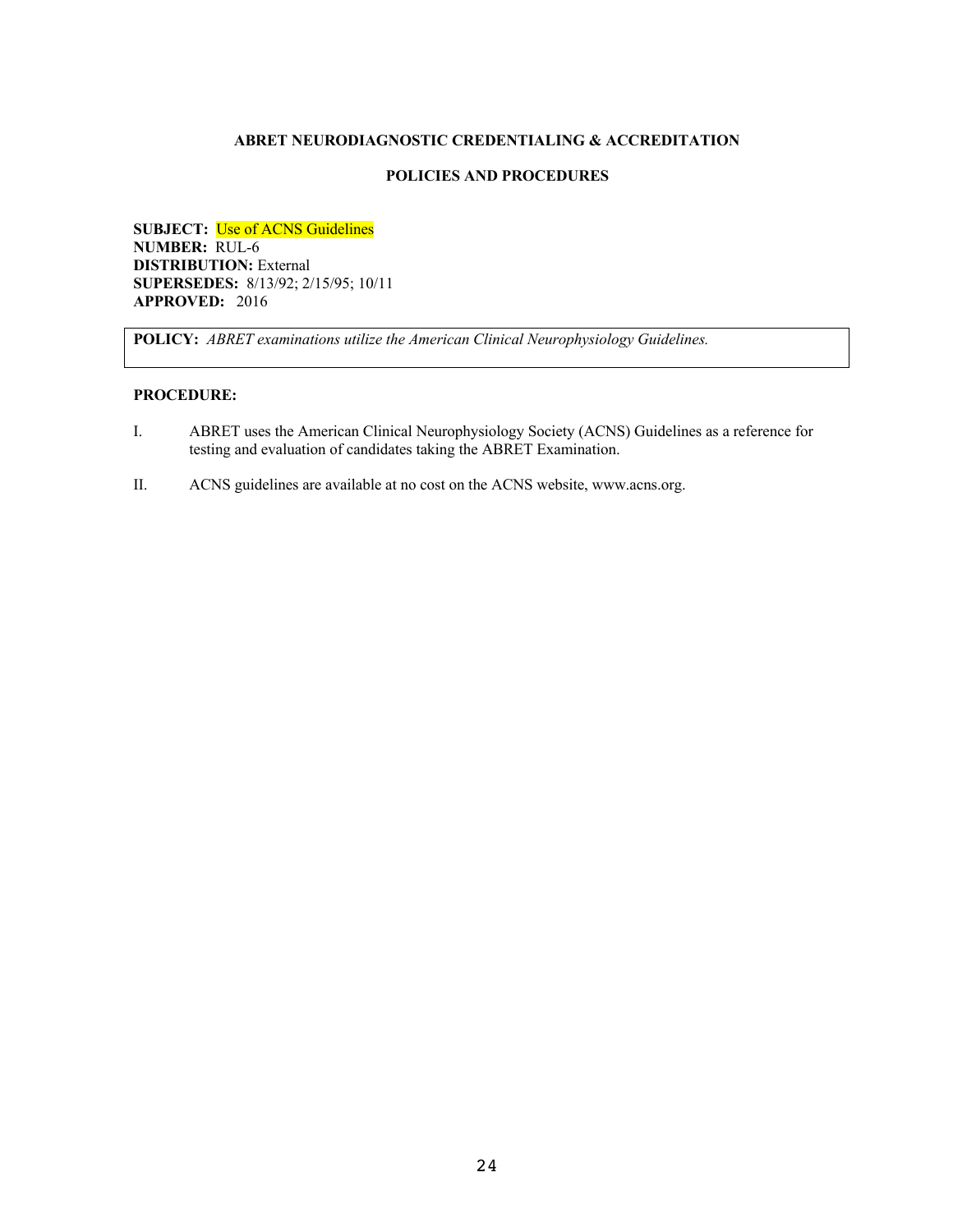**ABRET NEURODIAGNOSTIC CREDENTIALING & ACCREDITATION**

**POLICIES AND PROCEDURES**

**SUBJECT:** Use of ACNS Guidelines
**NUMBER:** RUL-6
**DISTRIBUTION:** External
**SUPERSEDES:** 8/13/92; 2/15/95; 10/11
**APPROVED:** 2016

**POLICY:** *ABRET examinations utilize the American Clinical Neurophysiology Guidelines.*

**PROCEDURE:**

I. ABRET uses the American Clinical Neurophysiology Society (ACNS) Guidelines as a reference for testing and evaluation of candidates taking the ABRET Examination.

II. ACNS guidelines are available at no cost on the ACNS website, www.acns.org.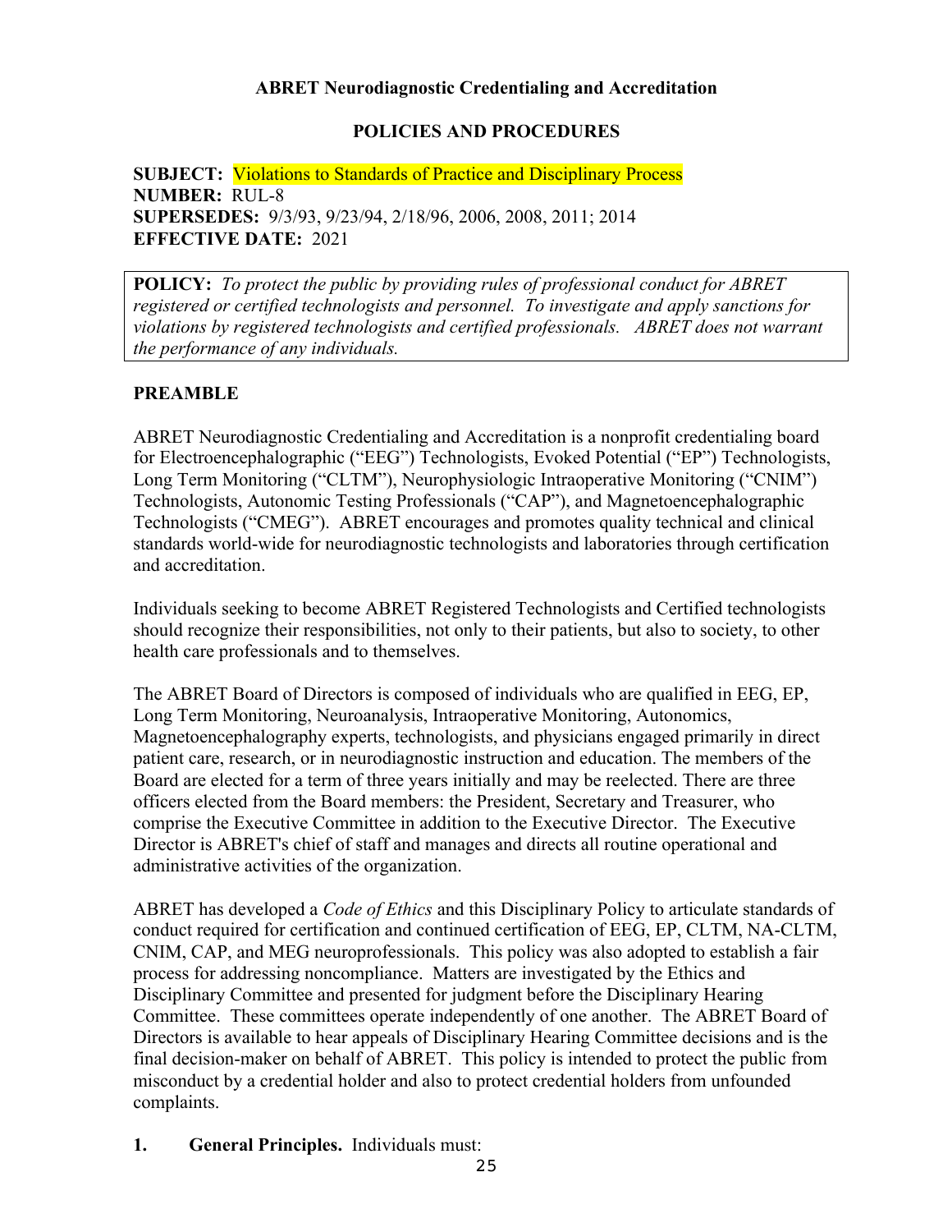**ABRET Neurodiagnostic Credentialing and Accreditation**

**POLICIES AND PROCEDURES**

**SUBJECT:** Violations to Standards of Practice and Disciplinary Process
**NUMBER:** RUL-8
**SUPERSEDES:** 9/3/93, 9/23/94, 2/18/96, 2006, 2008, 2011; 2014
**EFFECTIVE DATE:** 2021

**POLICY:** *To protect the public by providing rules of professional conduct for ABRET registered or certified technologists and personnel. To investigate and apply sanctions for violations by registered technologists and certified professionals. ABRET does not warrant the performance of any individuals.*

## PREAMBLE

ABRET Neurodiagnostic Credentialing and Accreditation is a nonprofit credentialing board for Electroencephalographic ("EEG") Technologists, Evoked Potential ("EP") Technologists, Long Term Monitoring ("CLTM"), Neurophysiologic Intraoperative Monitoring ("CNIM") Technologists, Autonomic Testing Professionals ("CAP"), and Magnetoencephalographic Technologists ("CMEG"). ABRET encourages and promotes quality technical and clinical standards world-wide for neurodiagnostic technologists and laboratories through certification and accreditation.

Individuals seeking to become ABRET Registered Technologists and Certified technologists should recognize their responsibilities, not only to their patients, but also to society, to other health care professionals and to themselves.

The ABRET Board of Directors is composed of individuals who are qualified in EEG, EP, Long Term Monitoring, Neuroanalysis, Intraoperative Monitoring, Autonomics, Magnetoencephalography experts, technologists, and physicians engaged primarily in direct patient care, research, or in neurodiagnostic instruction and education. The members of the Board are elected for a term of three years initially and may be reelected. There are three officers elected from the Board members: the President, Secretary and Treasurer, who comprise the Executive Committee in addition to the Executive Director. The Executive Director is ABRET's chief of staff and manages and directs all routine operational and administrative activities of the organization.

ABRET has developed a *Code of Ethics* and this Disciplinary Policy to articulate standards of conduct required for certification and continued certification of EEG, EP, CLTM, NA-CLTM, CNIM, CAP, and MEG neuroprofessionals. This policy was also adopted to establish a fair process for addressing noncompliance. Matters are investigated by the Ethics and Disciplinary Committee and presented for judgment before the Disciplinary Hearing Committee. These committees operate independently of one another. The ABRET Board of Directors is available to hear appeals of Disciplinary Hearing Committee decisions and is the final decision-maker on behalf of ABRET. This policy is intended to protect the public from misconduct by a credential holder and also to protect credential holders from unfounded complaints.

**1. General Principles.** Individuals must: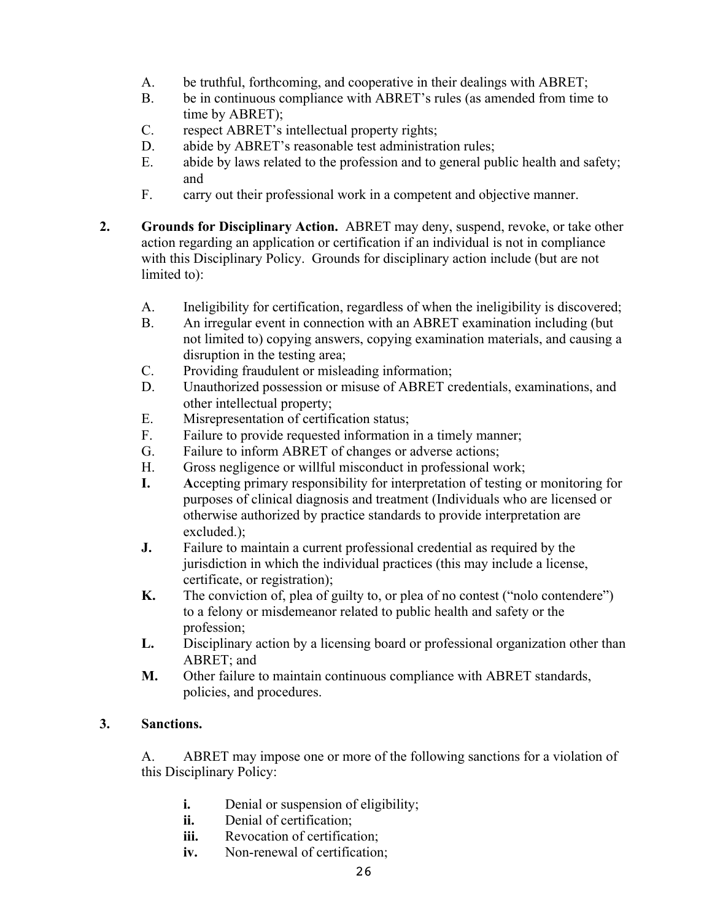A. be truthful, forthcoming, and cooperative in their dealings with ABRET;
B. be in continuous compliance with ABRET's rules (as amended from time to time by ABRET);
C. respect ABRET's intellectual property rights;
D. abide by ABRET's reasonable test administration rules;
E. abide by laws related to the profession and to general public health and safety; and
F. carry out their professional work in a competent and objective manner.

**2. Grounds for Disciplinary Action.** ABRET may deny, suspend, revoke, or take other action regarding an application or certification if an individual is not in compliance with this Disciplinary Policy. Grounds for disciplinary action include (but are not limited to):

A. Ineligibility for certification, regardless of when the ineligibility is discovered;
B. An irregular event in connection with an ABRET examination including (but not limited to) copying answers, copying examination materials, and causing a disruption in the testing area;
C. Providing fraudulent or misleading information;
D. Unauthorized possession or misuse of ABRET credentials, examinations, and other intellectual property;
E. Misrepresentation of certification status;
F. Failure to provide requested information in a timely manner;
G. Failure to inform ABRET of changes or adverse actions;
H. Gross negligence or willful misconduct in professional work;
**I.** **A**ccepting primary responsibility for interpretation of testing or monitoring for purposes of clinical diagnosis and treatment (Individuals who are licensed or otherwise authorized by practice standards to provide interpretation are excluded.);
**J.** Failure to maintain a current professional credential as required by the jurisdiction in which the individual practices (this may include a license, certificate, or registration);
**K.** The conviction of, plea of guilty to, or plea of no contest ("nolo contendere") to a felony or misdemeanor related to public health and safety or the profession;
**L.** Disciplinary action by a licensing board or professional organization other than ABRET; and
**M.** Other failure to maintain continuous compliance with ABRET standards, policies, and procedures.

**3. Sanctions.**

A. ABRET may impose one or more of the following sanctions for a violation of this Disciplinary Policy:

**i.** Denial or suspension of eligibility;
**ii.** Denial of certification;
**iii.** Revocation of certification;
**iv.** Non-renewal of certification;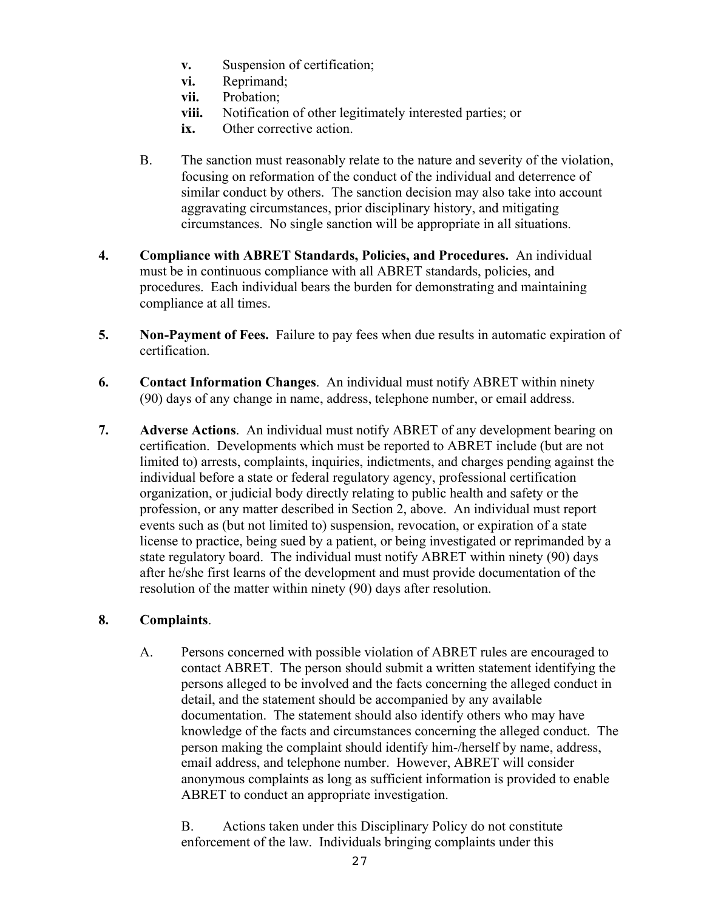- **v.** Suspension of certification;
   - **vi.** Reprimand;
   - **vii.** Probation;
   - **viii.** Notification of other legitimately interested parties; or
   - **ix.** Other corrective action.

B. The sanction must reasonably relate to the nature and severity of the violation, focusing on reformation of the conduct of the individual and deterrence of similar conduct by others. The sanction decision may also take into account aggravating circumstances, prior disciplinary history, and mitigating circumstances. No single sanction will be appropriate in all situations.

**4. Compliance with ABRET Standards, Policies, and Procedures.** An individual must be in continuous compliance with all ABRET standards, policies, and procedures. Each individual bears the burden for demonstrating and maintaining compliance at all times.

**5. Non-Payment of Fees.** Failure to pay fees when due results in automatic expiration of certification.

**6. Contact Information Changes**. An individual must notify ABRET within ninety (90) days of any change in name, address, telephone number, or email address.

**7. Adverse Actions**. An individual must notify ABRET of any development bearing on certification. Developments which must be reported to ABRET include (but are not limited to) arrests, complaints, inquiries, indictments, and charges pending against the individual before a state or federal regulatory agency, professional certification organization, or judicial body directly relating to public health and safety or the profession, or any matter described in Section 2, above. An individual must report events such as (but not limited to) suspension, revocation, or expiration of a state license to practice, being sued by a patient, or being investigated or reprimanded by a state regulatory board. The individual must notify ABRET within ninety (90) days after he/she first learns of the development and must provide documentation of the resolution of the matter within ninety (90) days after resolution.

**8. Complaints**.

A. Persons concerned with possible violation of ABRET rules are encouraged to contact ABRET. The person should submit a written statement identifying the persons alleged to be involved and the facts concerning the alleged conduct in detail, and the statement should be accompanied by any available documentation. The statement should also identify others who may have knowledge of the facts and circumstances concerning the alleged conduct. The person making the complaint should identify him-/herself by name, address, email address, and telephone number. However, ABRET will consider anonymous complaints as long as sufficient information is provided to enable ABRET to conduct an appropriate investigation.

B. Actions taken under this Disciplinary Policy do not constitute enforcement of the law. Individuals bringing complaints under this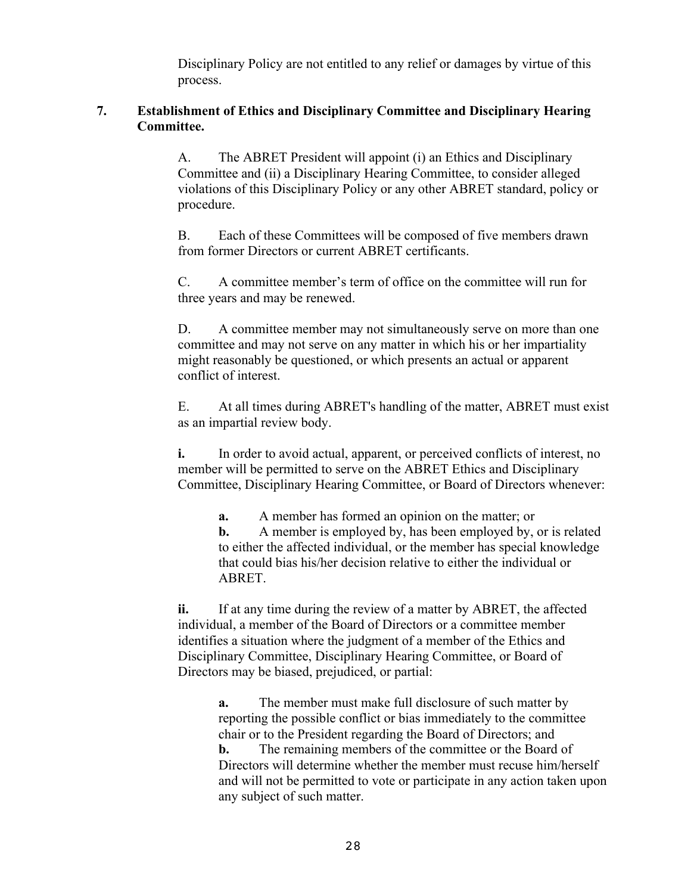Disciplinary Policy are not entitled to any relief or damages by virtue of this process.

## 7. Establishment of Ethics and Disciplinary Committee and Disciplinary Hearing Committee.

A. The ABRET President will appoint (i) an Ethics and Disciplinary Committee and (ii) a Disciplinary Hearing Committee, to consider alleged violations of this Disciplinary Policy or any other ABRET standard, policy or procedure.

B. Each of these Committees will be composed of five members drawn from former Directors or current ABRET certificants.

C. A committee member's term of office on the committee will run for three years and may be renewed.

D. A committee member may not simultaneously serve on more than one committee and may not serve on any matter in which his or her impartiality might reasonably be questioned, or which presents an actual or apparent conflict of interest.

E. At all times during ABRET's handling of the matter, ABRET must exist as an impartial review body.

**i.** In order to avoid actual, apparent, or perceived conflicts of interest, no member will be permitted to serve on the ABRET Ethics and Disciplinary Committee, Disciplinary Hearing Committee, or Board of Directors whenever:

> **a.** A member has formed an opinion on the matter; or
>
> **b.** A member is employed by, has been employed by, or is related to either the affected individual, or the member has special knowledge that could bias his/her decision relative to either the individual or ABRET.

**ii.** If at any time during the review of a matter by ABRET, the affected individual, a member of the Board of Directors or a committee member identifies a situation where the judgment of a member of the Ethics and Disciplinary Committee, Disciplinary Hearing Committee, or Board of Directors may be biased, prejudiced, or partial:

> **a.** The member must make full disclosure of such matter by reporting the possible conflict or bias immediately to the committee chair or to the President regarding the Board of Directors; and
>
> **b.** The remaining members of the committee or the Board of Directors will determine whether the member must recuse him/herself and will not be permitted to vote or participate in any action taken upon any subject of such matter.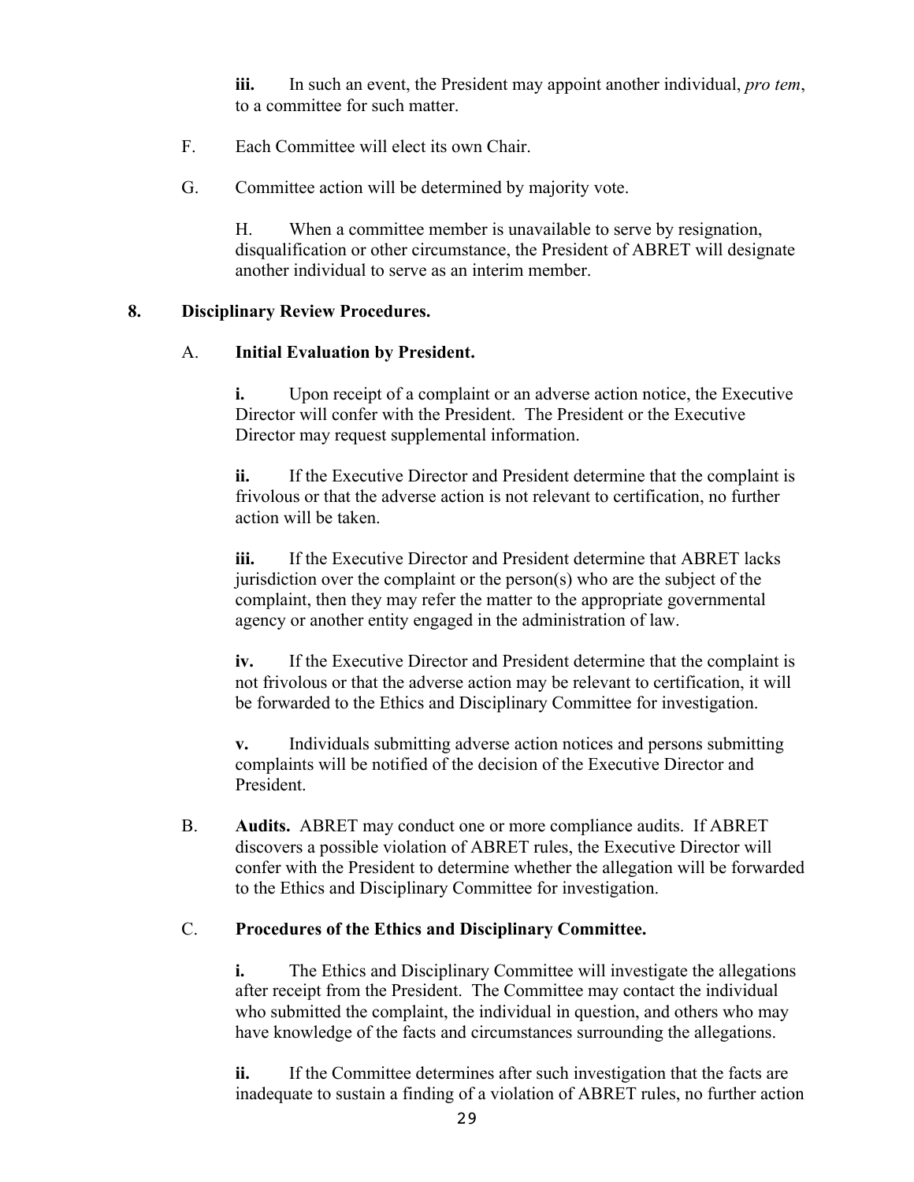**iii.** In such an event, the President may appoint another individual, *pro tem*, to a committee for such matter.

F. Each Committee will elect its own Chair.

G. Committee action will be determined by majority vote.

H. When a committee member is unavailable to serve by resignation, disqualification or other circumstance, the President of ABRET will designate another individual to serve as an interim member.

**8. Disciplinary Review Procedures.**

A. **Initial Evaluation by President.**

**i.** Upon receipt of a complaint or an adverse action notice, the Executive Director will confer with the President. The President or the Executive Director may request supplemental information.

**ii.** If the Executive Director and President determine that the complaint is frivolous or that the adverse action is not relevant to certification, no further action will be taken.

**iii.** If the Executive Director and President determine that ABRET lacks jurisdiction over the complaint or the person(s) who are the subject of the complaint, then they may refer the matter to the appropriate governmental agency or another entity engaged in the administration of law.

**iv.** If the Executive Director and President determine that the complaint is not frivolous or that the adverse action may be relevant to certification, it will be forwarded to the Ethics and Disciplinary Committee for investigation.

**v.** Individuals submitting adverse action notices and persons submitting complaints will be notified of the decision of the Executive Director and President.

B. **Audits.** ABRET may conduct one or more compliance audits. If ABRET discovers a possible violation of ABRET rules, the Executive Director will confer with the President to determine whether the allegation will be forwarded to the Ethics and Disciplinary Committee for investigation.

C. **Procedures of the Ethics and Disciplinary Committee.**

**i.** The Ethics and Disciplinary Committee will investigate the allegations after receipt from the President. The Committee may contact the individual who submitted the complaint, the individual in question, and others who may have knowledge of the facts and circumstances surrounding the allegations.

**ii.** If the Committee determines after such investigation that the facts are inadequate to sustain a finding of a violation of ABRET rules, no further action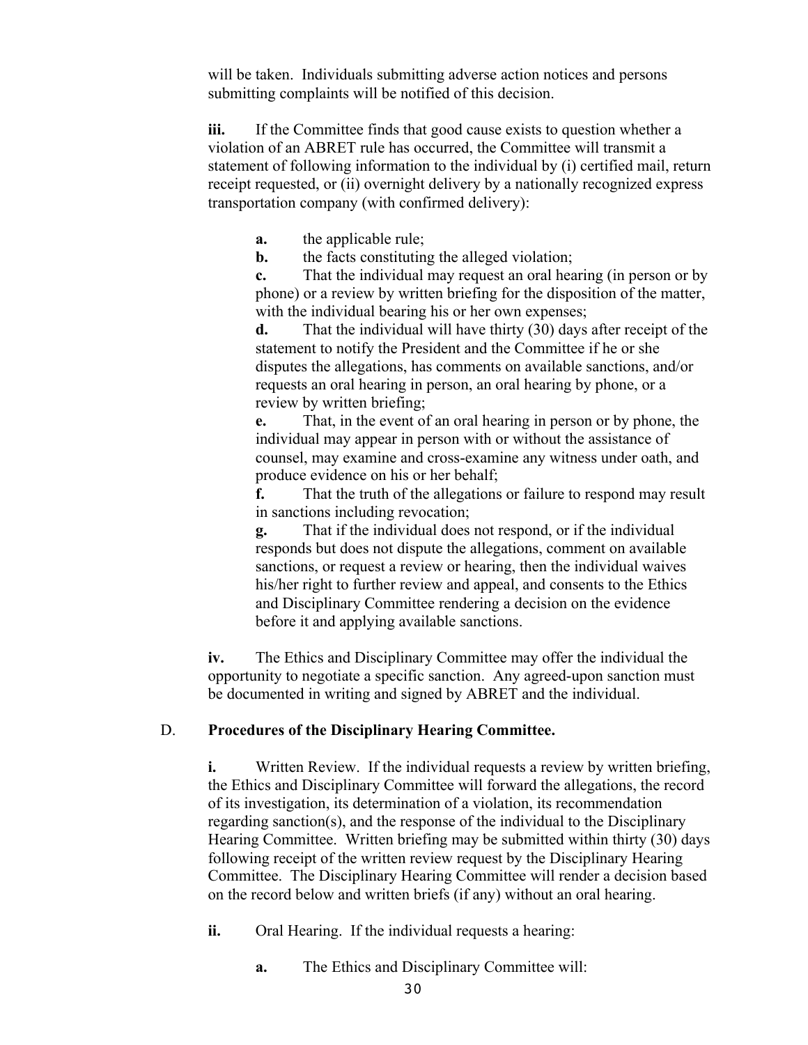will be taken. Individuals submitting adverse action notices and persons submitting complaints will be notified of this decision.

**iii.** If the Committee finds that good cause exists to question whether a violation of an ABRET rule has occurred, the Committee will transmit a statement of following information to the individual by (i) certified mail, return receipt requested, or (ii) overnight delivery by a nationally recognized express transportation company (with confirmed delivery):

**a.** the applicable rule;

**b.** the facts constituting the alleged violation;

**c.** That the individual may request an oral hearing (in person or by phone) or a review by written briefing for the disposition of the matter, with the individual bearing his or her own expenses;

**d.** That the individual will have thirty (30) days after receipt of the statement to notify the President and the Committee if he or she disputes the allegations, has comments on available sanctions, and/or requests an oral hearing in person, an oral hearing by phone, or a review by written briefing;

**e.** That, in the event of an oral hearing in person or by phone, the individual may appear in person with or without the assistance of counsel, may examine and cross-examine any witness under oath, and produce evidence on his or her behalf;

**f.** That the truth of the allegations or failure to respond may result in sanctions including revocation;

**g.** That if the individual does not respond, or if the individual responds but does not dispute the allegations, comment on available sanctions, or request a review or hearing, then the individual waives his/her right to further review and appeal, and consents to the Ethics and Disciplinary Committee rendering a decision on the evidence before it and applying available sanctions.

**iv.** The Ethics and Disciplinary Committee may offer the individual the opportunity to negotiate a specific sanction. Any agreed-upon sanction must be documented in writing and signed by ABRET and the individual.

D. **Procedures of the Disciplinary Hearing Committee.**

**i.** Written Review. If the individual requests a review by written briefing, the Ethics and Disciplinary Committee will forward the allegations, the record of its investigation, its determination of a violation, its recommendation regarding sanction(s), and the response of the individual to the Disciplinary Hearing Committee. Written briefing may be submitted within thirty (30) days following receipt of the written review request by the Disciplinary Hearing Committee. The Disciplinary Hearing Committee will render a decision based on the record below and written briefs (if any) without an oral hearing.

**ii.** Oral Hearing. If the individual requests a hearing:

**a.** The Ethics and Disciplinary Committee will: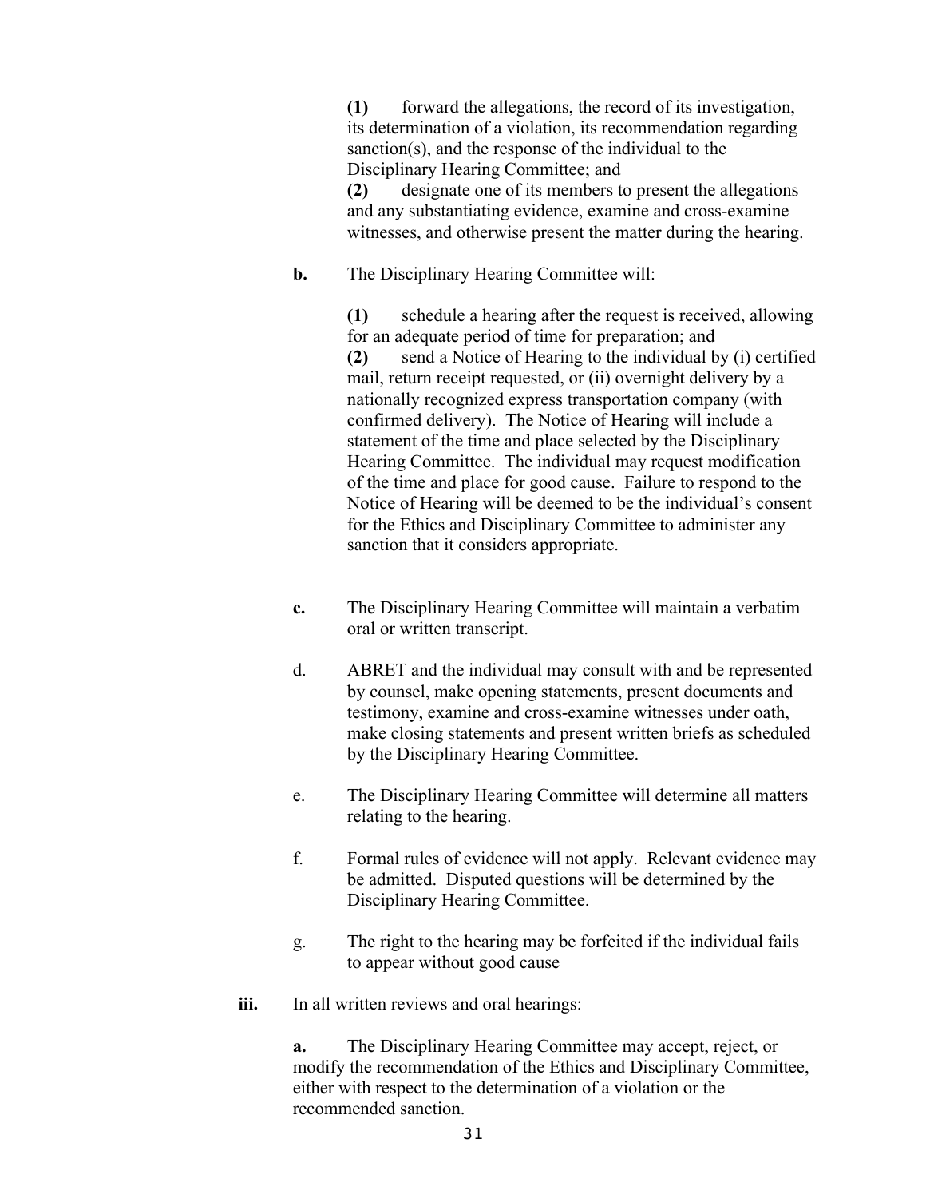**(1)** forward the allegations, the record of its investigation, its determination of a violation, its recommendation regarding sanction(s), and the response of the individual to the Disciplinary Hearing Committee; and

**(2)** designate one of its members to present the allegations and any substantiating evidence, examine and cross-examine witnesses, and otherwise present the matter during the hearing.

**b.** The Disciplinary Hearing Committee will:

**(1)** schedule a hearing after the request is received, allowing for an adequate period of time for preparation; and

**(2)** send a Notice of Hearing to the individual by (i) certified mail, return receipt requested, or (ii) overnight delivery by a nationally recognized express transportation company (with confirmed delivery). The Notice of Hearing will include a statement of the time and place selected by the Disciplinary Hearing Committee. The individual may request modification of the time and place for good cause. Failure to respond to the Notice of Hearing will be deemed to be the individual's consent for the Ethics and Disciplinary Committee to administer any sanction that it considers appropriate.

**c.** The Disciplinary Hearing Committee will maintain a verbatim oral or written transcript.

d. ABRET and the individual may consult with and be represented by counsel, make opening statements, present documents and testimony, examine and cross-examine witnesses under oath, make closing statements and present written briefs as scheduled by the Disciplinary Hearing Committee.

e. The Disciplinary Hearing Committee will determine all matters relating to the hearing.

f. Formal rules of evidence will not apply. Relevant evidence may be admitted. Disputed questions will be determined by the Disciplinary Hearing Committee.

g. The right to the hearing may be forfeited if the individual fails to appear without good cause

**iii.** In all written reviews and oral hearings:

**a.** The Disciplinary Hearing Committee may accept, reject, or modify the recommendation of the Ethics and Disciplinary Committee, either with respect to the determination of a violation or the recommended sanction.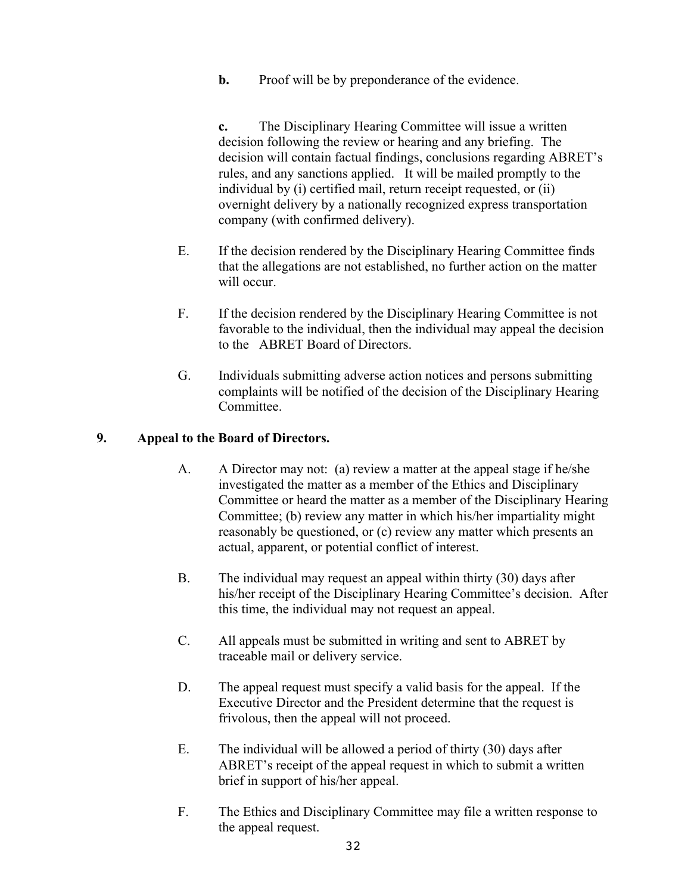**b.** Proof will be by preponderance of the evidence.

**c.** The Disciplinary Hearing Committee will issue a written decision following the review or hearing and any briefing. The decision will contain factual findings, conclusions regarding ABRET's rules, and any sanctions applied. It will be mailed promptly to the individual by (i) certified mail, return receipt requested, or (ii) overnight delivery by a nationally recognized express transportation company (with confirmed delivery).

E. If the decision rendered by the Disciplinary Hearing Committee finds that the allegations are not established, no further action on the matter will occur.

F. If the decision rendered by the Disciplinary Hearing Committee is not favorable to the individual, then the individual may appeal the decision to the ABRET Board of Directors.

G. Individuals submitting adverse action notices and persons submitting complaints will be notified of the decision of the Disciplinary Hearing Committee.

**9. Appeal to the Board of Directors.**

A. A Director may not: (a) review a matter at the appeal stage if he/she investigated the matter as a member of the Ethics and Disciplinary Committee or heard the matter as a member of the Disciplinary Hearing Committee; (b) review any matter in which his/her impartiality might reasonably be questioned, or (c) review any matter which presents an actual, apparent, or potential conflict of interest.

B. The individual may request an appeal within thirty (30) days after his/her receipt of the Disciplinary Hearing Committee's decision. After this time, the individual may not request an appeal.

C. All appeals must be submitted in writing and sent to ABRET by traceable mail or delivery service.

D. The appeal request must specify a valid basis for the appeal. If the Executive Director and the President determine that the request is frivolous, then the appeal will not proceed.

E. The individual will be allowed a period of thirty (30) days after ABRET's receipt of the appeal request in which to submit a written brief in support of his/her appeal.

F. The Ethics and Disciplinary Committee may file a written response to the appeal request.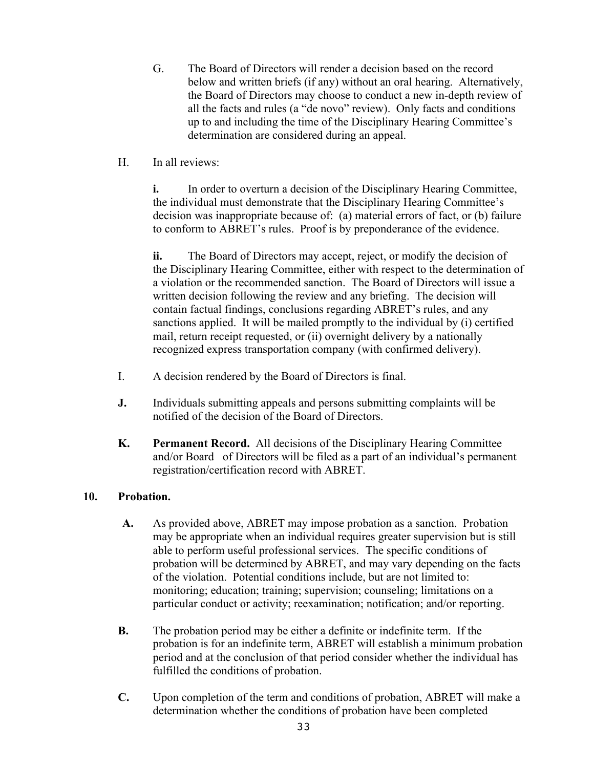G. The Board of Directors will render a decision based on the record below and written briefs (if any) without an oral hearing. Alternatively, the Board of Directors may choose to conduct a new in-depth review of all the facts and rules (a "de novo" review). Only facts and conditions up to and including the time of the Disciplinary Hearing Committee's determination are considered during an appeal.

H. In all reviews:

**i.** In order to overturn a decision of the Disciplinary Hearing Committee, the individual must demonstrate that the Disciplinary Hearing Committee's decision was inappropriate because of: (a) material errors of fact, or (b) failure to conform to ABRET's rules. Proof is by preponderance of the evidence.

**ii.** The Board of Directors may accept, reject, or modify the decision of the Disciplinary Hearing Committee, either with respect to the determination of a violation or the recommended sanction. The Board of Directors will issue a written decision following the review and any briefing. The decision will contain factual findings, conclusions regarding ABRET's rules, and any sanctions applied. It will be mailed promptly to the individual by (i) certified mail, return receipt requested, or (ii) overnight delivery by a nationally recognized express transportation company (with confirmed delivery).

I. A decision rendered by the Board of Directors is final.

**J.** Individuals submitting appeals and persons submitting complaints will be notified of the decision of the Board of Directors.

**K. Permanent Record.** All decisions of the Disciplinary Hearing Committee and/or Board of Directors will be filed as a part of an individual's permanent registration/certification record with ABRET.

**10. Probation.**

**A.** As provided above, ABRET may impose probation as a sanction. Probation may be appropriate when an individual requires greater supervision but is still able to perform useful professional services. The specific conditions of probation will be determined by ABRET, and may vary depending on the facts of the violation. Potential conditions include, but are not limited to: monitoring; education; training; supervision; counseling; limitations on a particular conduct or activity; reexamination; notification; and/or reporting.

**B.** The probation period may be either a definite or indefinite term. If the probation is for an indefinite term, ABRET will establish a minimum probation period and at the conclusion of that period consider whether the individual has fulfilled the conditions of probation.

**C.** Upon completion of the term and conditions of probation, ABRET will make a determination whether the conditions of probation have been completed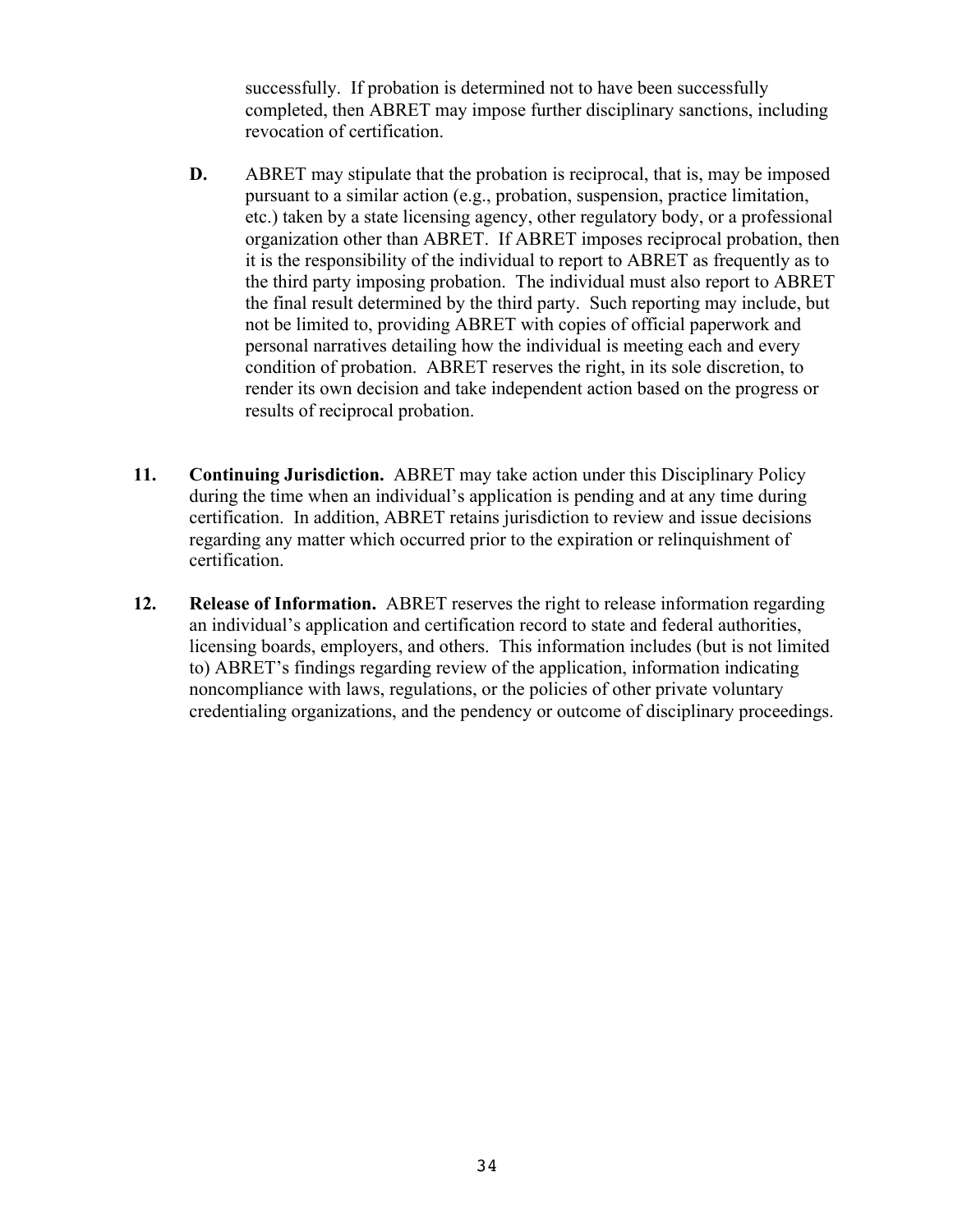successfully. If probation is determined not to have been successfully completed, then ABRET may impose further disciplinary sanctions, including revocation of certification.

**D.** ABRET may stipulate that the probation is reciprocal, that is, may be imposed pursuant to a similar action (e.g., probation, suspension, practice limitation, etc.) taken by a state licensing agency, other regulatory body, or a professional organization other than ABRET. If ABRET imposes reciprocal probation, then it is the responsibility of the individual to report to ABRET as frequently as to the third party imposing probation. The individual must also report to ABRET the final result determined by the third party. Such reporting may include, but not be limited to, providing ABRET with copies of official paperwork and personal narratives detailing how the individual is meeting each and every condition of probation. ABRET reserves the right, in its sole discretion, to render its own decision and take independent action based on the progress or results of reciprocal probation.

**11. Continuing Jurisdiction.** ABRET may take action under this Disciplinary Policy during the time when an individual's application is pending and at any time during certification. In addition, ABRET retains jurisdiction to review and issue decisions regarding any matter which occurred prior to the expiration or relinquishment of certification.

**12. Release of Information.** ABRET reserves the right to release information regarding an individual's application and certification record to state and federal authorities, licensing boards, employers, and others. This information includes (but is not limited to) ABRET's findings regarding review of the application, information indicating noncompliance with laws, regulations, or the policies of other private voluntary credentialing organizations, and the pendency or outcome of disciplinary proceedings.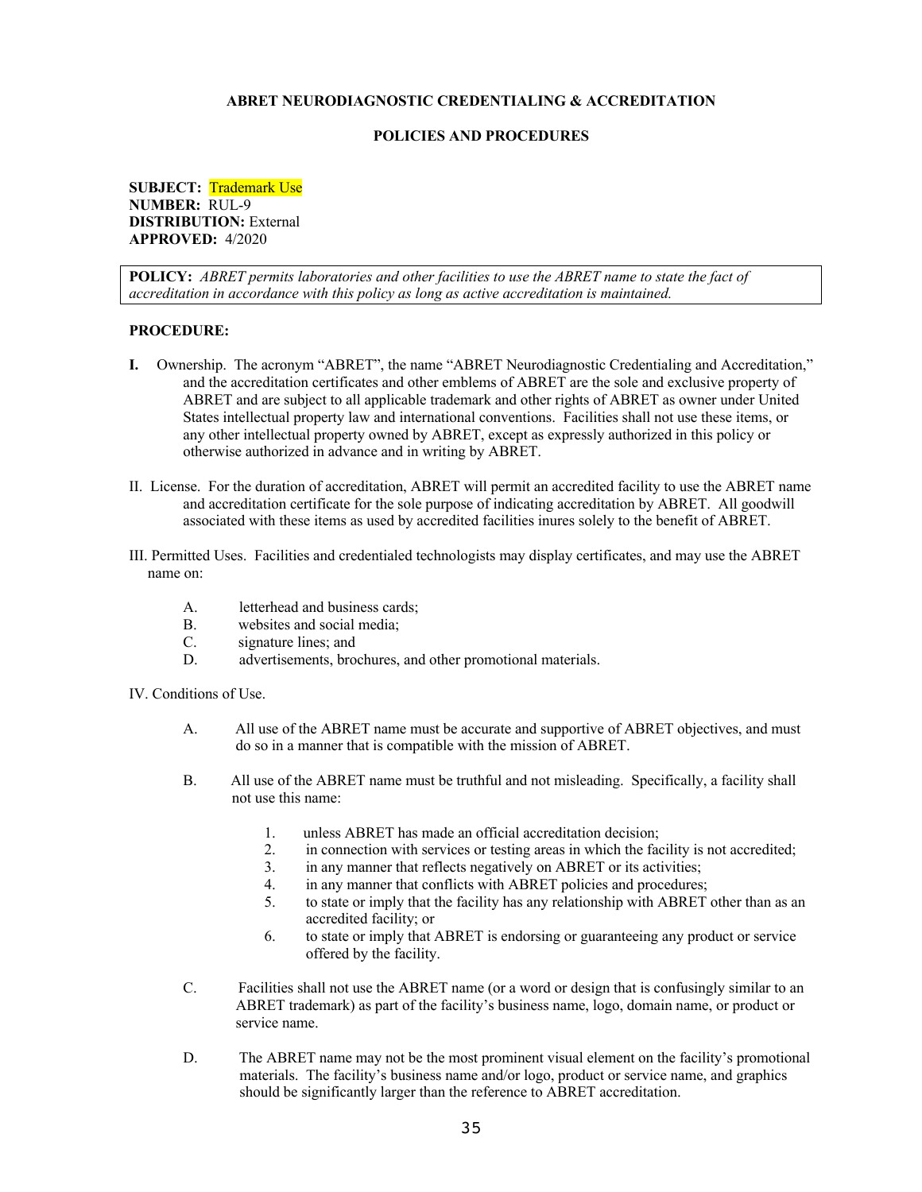**ABRET NEURODIAGNOSTIC CREDENTIALING & ACCREDITATION**

**POLICIES AND PROCEDURES**

**SUBJECT:** Trademark Use
**NUMBER:** RUL-9
**DISTRIBUTION:** External
**APPROVED:** 4/2020

**POLICY:** *ABRET permits laboratories and other facilities to use the ABRET name to state the fact of accreditation in accordance with this policy as long as active accreditation is maintained.*

**PROCEDURE:**

**I.** Ownership. The acronym "ABRET", the name "ABRET Neurodiagnostic Credentialing and Accreditation," and the accreditation certificates and other emblems of ABRET are the sole and exclusive property of ABRET and are subject to all applicable trademark and other rights of ABRET as owner under United States intellectual property law and international conventions. Facilities shall not use these items, or any other intellectual property owned by ABRET, except as expressly authorized in this policy or otherwise authorized in advance and in writing by ABRET.

II. License. For the duration of accreditation, ABRET will permit an accredited facility to use the ABRET name and accreditation certificate for the sole purpose of indicating accreditation by ABRET. All goodwill associated with these items as used by accredited facilities inures solely to the benefit of ABRET.

III. Permitted Uses. Facilities and credentialed technologists may display certificates, and may use the ABRET name on:

A. letterhead and business cards;
B. websites and social media;
C. signature lines; and
D. advertisements, brochures, and other promotional materials.

IV. Conditions of Use.

A. All use of the ABRET name must be accurate and supportive of ABRET objectives, and must do so in a manner that is compatible with the mission of ABRET.

B. All use of the ABRET name must be truthful and not misleading. Specifically, a facility shall not use this name:

1. unless ABRET has made an official accreditation decision;
2. in connection with services or testing areas in which the facility is not accredited;
3. in any manner that reflects negatively on ABRET or its activities;
4. in any manner that conflicts with ABRET policies and procedures;
5. to state or imply that the facility has any relationship with ABRET other than as an accredited facility; or
6. to state or imply that ABRET is endorsing or guaranteeing any product or service offered by the facility.

C. Facilities shall not use the ABRET name (or a word or design that is confusingly similar to an ABRET trademark) as part of the facility's business name, logo, domain name, or product or service name.

D. The ABRET name may not be the most prominent visual element on the facility's promotional materials. The facility's business name and/or logo, product or service name, and graphics should be significantly larger than the reference to ABRET accreditation.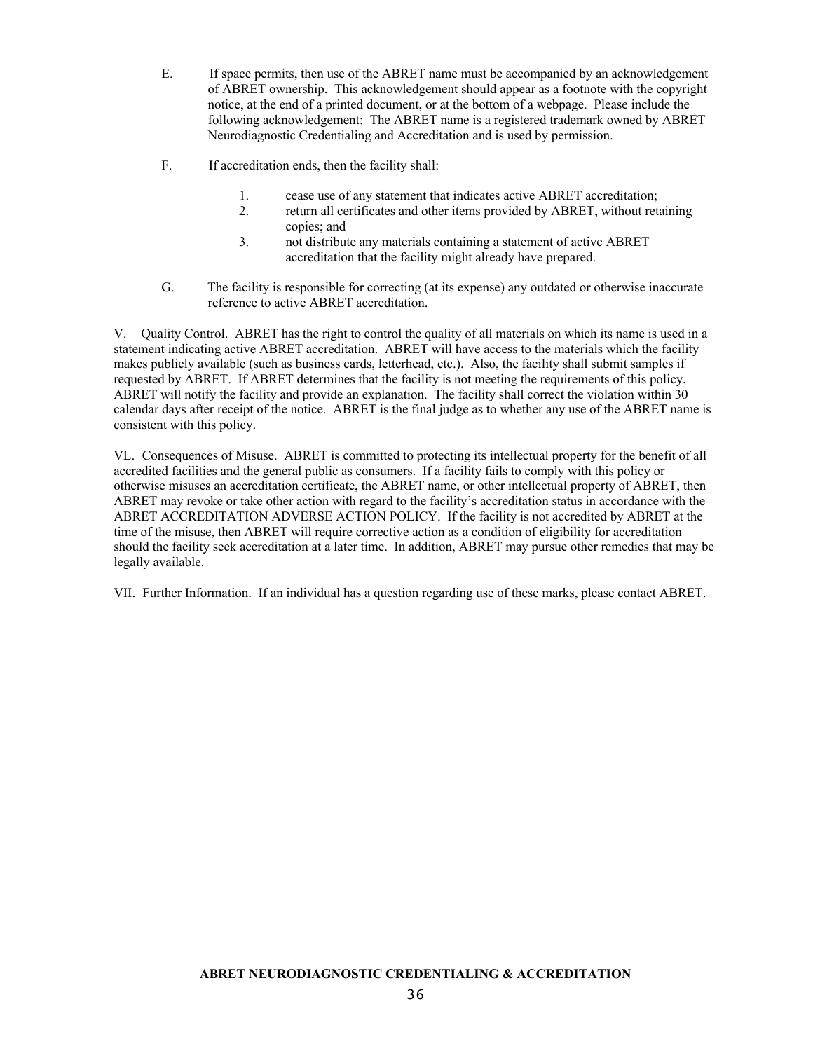E. If space permits, then use of the ABRET name must be accompanied by an acknowledgement of ABRET ownership. This acknowledgement should appear as a footnote with the copyright notice, at the end of a printed document, or at the bottom of a webpage. Please include the following acknowledgement: The ABRET name is a registered trademark owned by ABRET Neurodiagnostic Credentialing and Accreditation and is used by permission.

F. If accreditation ends, then the facility shall:

1. cease use of any statement that indicates active ABRET accreditation;
2. return all certificates and other items provided by ABRET, without retaining copies; and
3. not distribute any materials containing a statement of active ABRET accreditation that the facility might already have prepared.

G. The facility is responsible for correcting (at its expense) any outdated or otherwise inaccurate reference to active ABRET accreditation.

V. Quality Control. ABRET has the right to control the quality of all materials on which its name is used in a statement indicating active ABRET accreditation. ABRET will have access to the materials which the facility makes publicly available (such as business cards, letterhead, etc.). Also, the facility shall submit samples if requested by ABRET. If ABRET determines that the facility is not meeting the requirements of this policy, ABRET will notify the facility and provide an explanation. The facility shall correct the violation within 30 calendar days after receipt of the notice. ABRET is the final judge as to whether any use of the ABRET name is consistent with this policy.

VL. Consequences of Misuse. ABRET is committed to protecting its intellectual property for the benefit of all accredited facilities and the general public as consumers. If a facility fails to comply with this policy or otherwise misuses an accreditation certificate, the ABRET name, or other intellectual property of ABRET, then ABRET may revoke or take other action with regard to the facility's accreditation status in accordance with the ABRET ACCREDITATION ADVERSE ACTION POLICY. If the facility is not accredited by ABRET at the time of the misuse, then ABRET will require corrective action as a condition of eligibility for accreditation should the facility seek accreditation at a later time. In addition, ABRET may pursue other remedies that may be legally available.

VII. Further Information. If an individual has a question regarding use of these marks, please contact ABRET.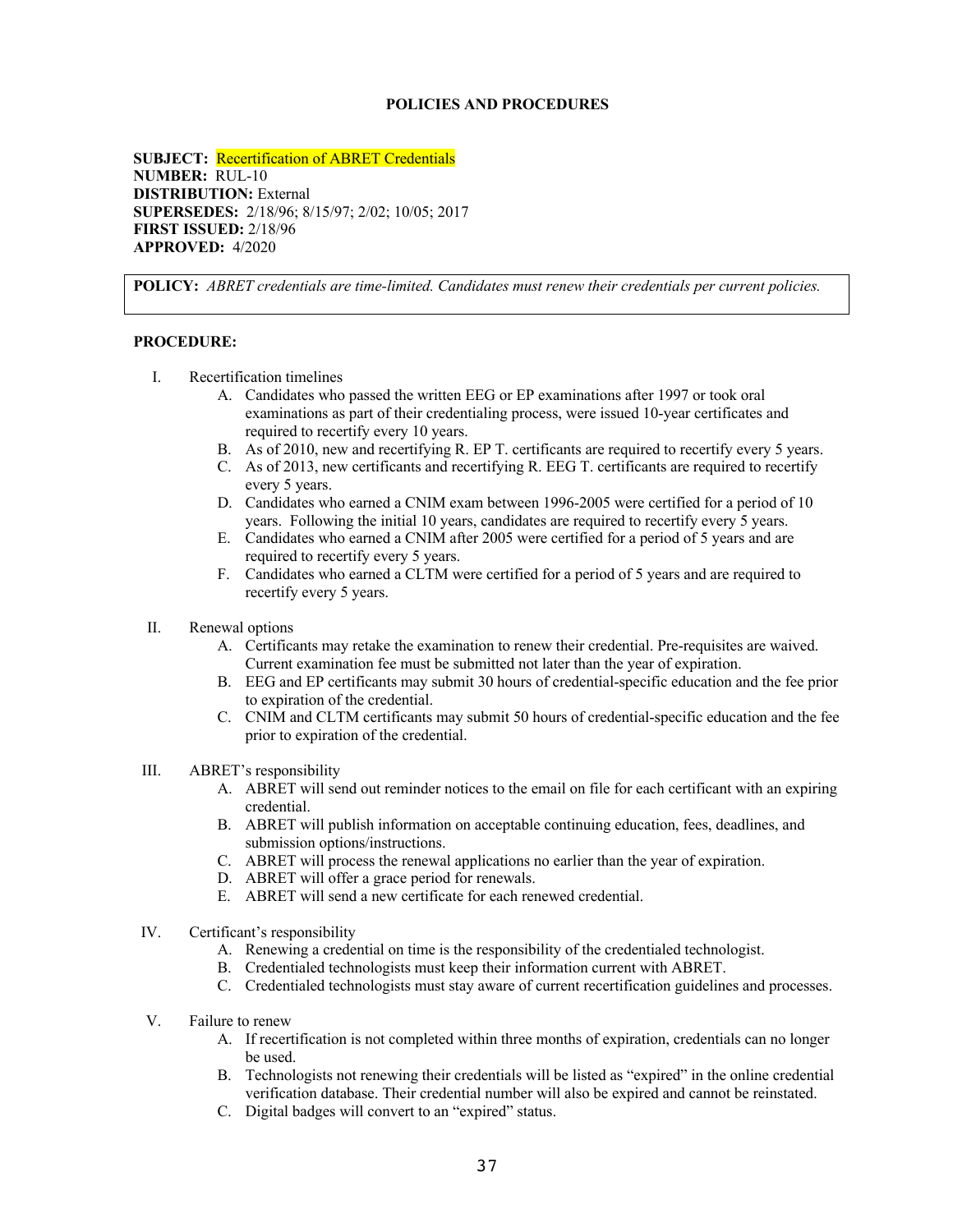## POLICIES AND PROCEDURES

**SUBJECT:** Recertification of ABRET Credentials
**NUMBER:** RUL-10
**DISTRIBUTION:** External
**SUPERSEDES:** 2/18/96; 8/15/97; 2/02; 10/05; 2017
**FIRST ISSUED:** 2/18/96
**APPROVED:** 4/2020

**POLICY:** *ABRET credentials are time-limited. Candidates must renew their credentials per current policies.*

**PROCEDURE:**

I. Recertification timelines
   A. Candidates who passed the written EEG or EP examinations after 1997 or took oral examinations as part of their credentialing process, were issued 10-year certificates and required to recertify every 10 years.
   B. As of 2010, new and recertifying R. EP T. certificants are required to recertify every 5 years.
   C. As of 2013, new certificants and recertifying R. EEG T. certificants are required to recertify every 5 years.
   D. Candidates who earned a CNIM exam between 1996-2005 were certified for a period of 10 years. Following the initial 10 years, candidates are required to recertify every 5 years.
   E. Candidates who earned a CNIM after 2005 were certified for a period of 5 years and are required to recertify every 5 years.
   F. Candidates who earned a CLTM were certified for a period of 5 years and are required to recertify every 5 years.

II. Renewal options
   A. Certificants may retake the examination to renew their credential. Pre-requisites are waived. Current examination fee must be submitted not later than the year of expiration.
   B. EEG and EP certificants may submit 30 hours of credential-specific education and the fee prior to expiration of the credential.
   C. CNIM and CLTM certificants may submit 50 hours of credential-specific education and the fee prior to expiration of the credential.

III. ABRET's responsibility
   A. ABRET will send out reminder notices to the email on file for each certificant with an expiring credential.
   B. ABRET will publish information on acceptable continuing education, fees, deadlines, and submission options/instructions.
   C. ABRET will process the renewal applications no earlier than the year of expiration.
   D. ABRET will offer a grace period for renewals.
   E. ABRET will send a new certificate for each renewed credential.

IV. Certificant's responsibility
   A. Renewing a credential on time is the responsibility of the credentialed technologist.
   B. Credentialed technologists must keep their information current with ABRET.
   C. Credentialed technologists must stay aware of current recertification guidelines and processes.

V. Failure to renew
   A. If recertification is not completed within three months of expiration, credentials can no longer be used.
   B. Technologists not renewing their credentials will be listed as "expired" in the online credential verification database. Their credential number will also be expired and cannot be reinstated.
   C. Digital badges will convert to an "expired" status.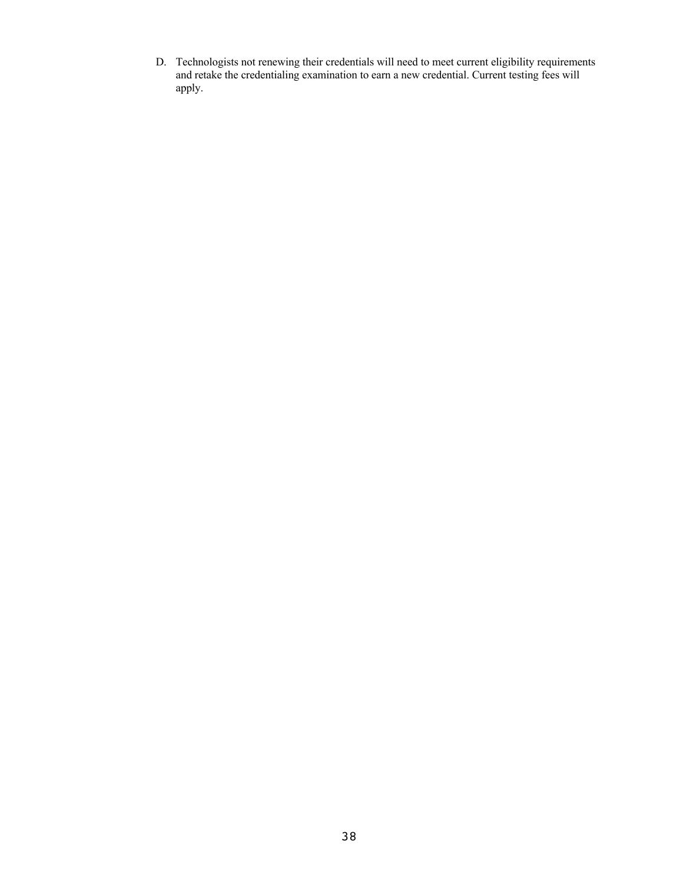D. Technologists not renewing their credentials will need to meet current eligibility requirements and retake the credentialing examination to earn a new credential. Current testing fees will apply.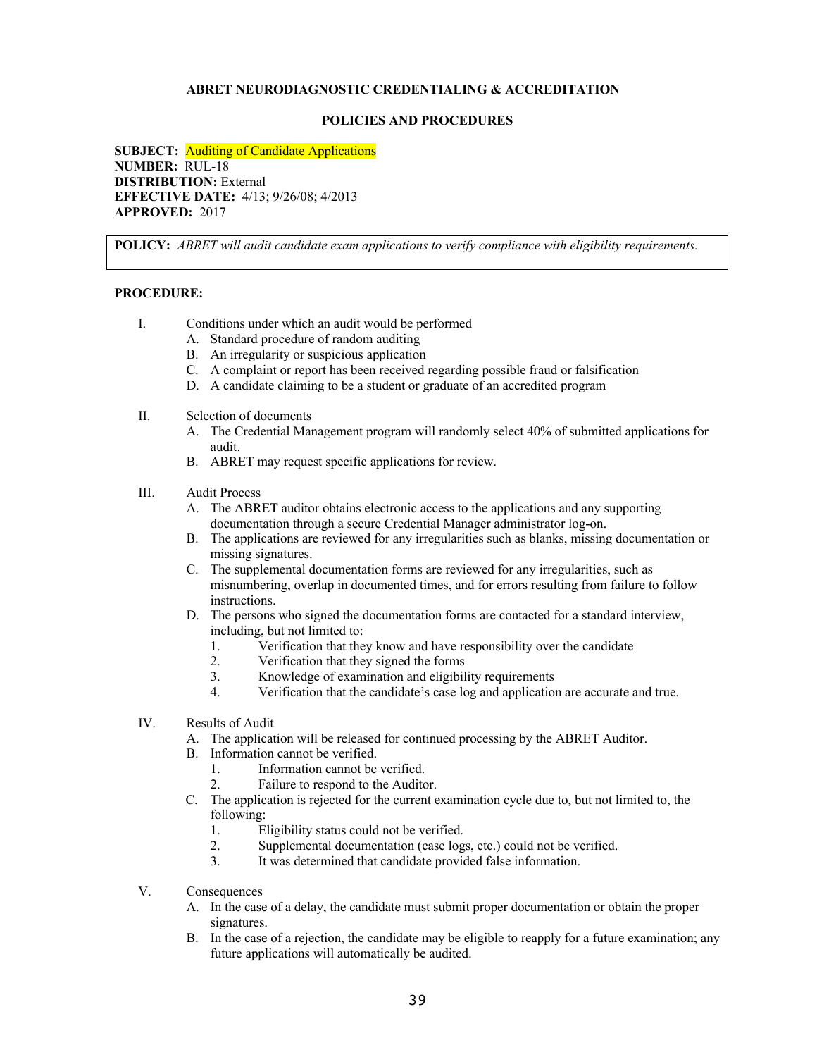**ABRET NEURODIAGNOSTIC CREDENTIALING & ACCREDITATION**

**POLICIES AND PROCEDURES**

**SUBJECT:** Auditing of Candidate Applications
**NUMBER:** RUL-18
**DISTRIBUTION:** External
**EFFECTIVE DATE:** 4/13; 9/26/08; 4/2013
**APPROVED:** 2017

**POLICY:** *ABRET will audit candidate exam applications to verify compliance with eligibility requirements.*

**PROCEDURE:**

I. Conditions under which an audit would be performed
   A. Standard procedure of random auditing
   B. An irregularity or suspicious application
   C. A complaint or report has been received regarding possible fraud or falsification
   D. A candidate claiming to be a student or graduate of an accredited program

II. Selection of documents
   A. The Credential Management program will randomly select 40% of submitted applications for audit.
   B. ABRET may request specific applications for review.

III. Audit Process
   A. The ABRET auditor obtains electronic access to the applications and any supporting documentation through a secure Credential Manager administrator log-on.
   B. The applications are reviewed for any irregularities such as blanks, missing documentation or missing signatures.
   C. The supplemental documentation forms are reviewed for any irregularities, such as misnumbering, overlap in documented times, and for errors resulting from failure to follow instructions.
   D. The persons who signed the documentation forms are contacted for a standard interview, including, but not limited to:
      1. Verification that they know and have responsibility over the candidate
      2. Verification that they signed the forms
      3. Knowledge of examination and eligibility requirements
      4. Verification that the candidate's case log and application are accurate and true.

IV. Results of Audit
   A. The application will be released for continued processing by the ABRET Auditor.
   B. Information cannot be verified.
      1. Information cannot be verified.
      2. Failure to respond to the Auditor.
   C. The application is rejected for the current examination cycle due to, but not limited to, the following:
      1. Eligibility status could not be verified.
      2. Supplemental documentation (case logs, etc.) could not be verified.
      3. It was determined that candidate provided false information.

V. Consequences
   A. In the case of a delay, the candidate must submit proper documentation or obtain the proper signatures.
   B. In the case of a rejection, the candidate may be eligible to reapply for a future examination; any future applications will automatically be audited.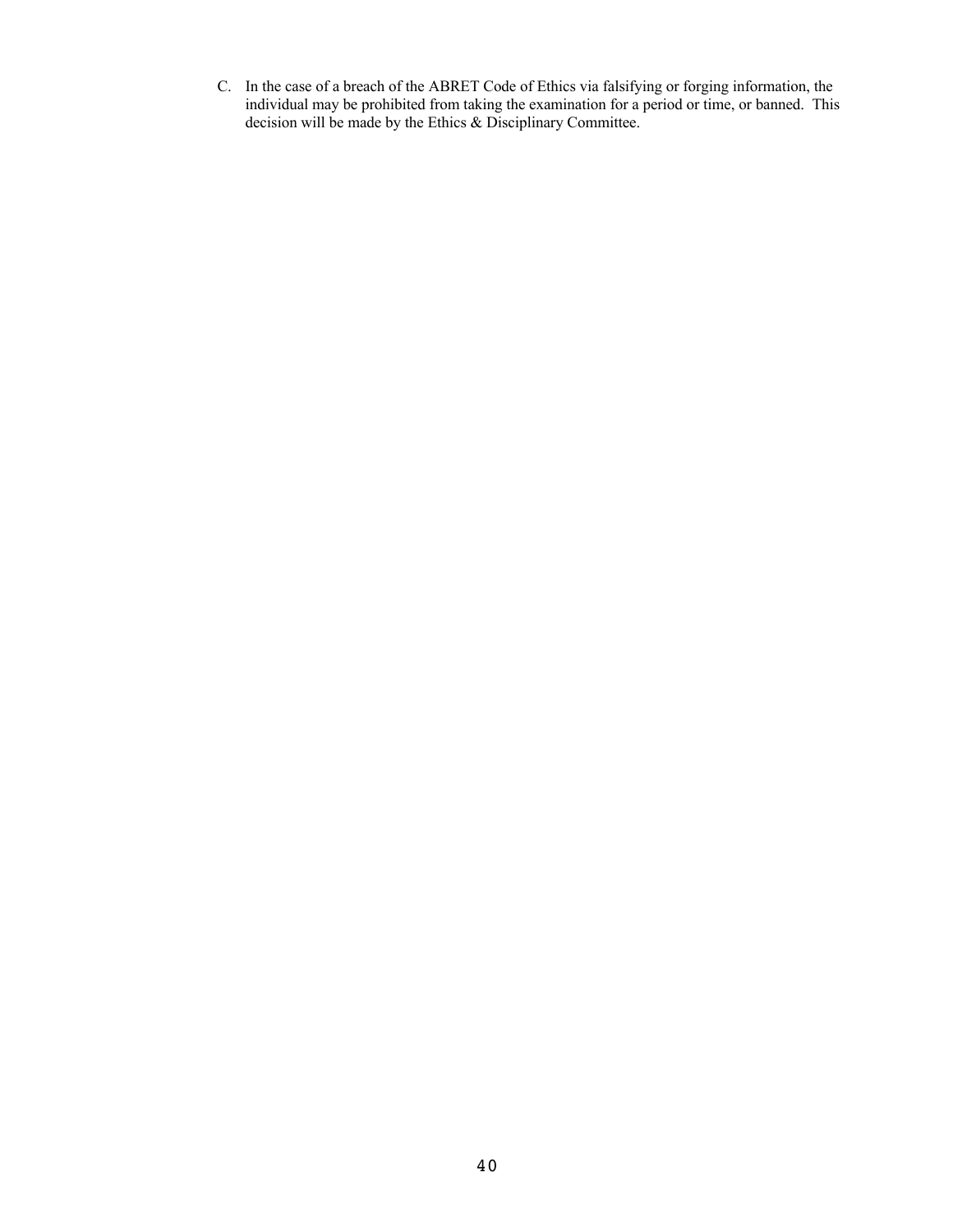C. In the case of a breach of the ABRET Code of Ethics via falsifying or forging information, the individual may be prohibited from taking the examination for a period or time, or banned. This decision will be made by the Ethics & Disciplinary Committee.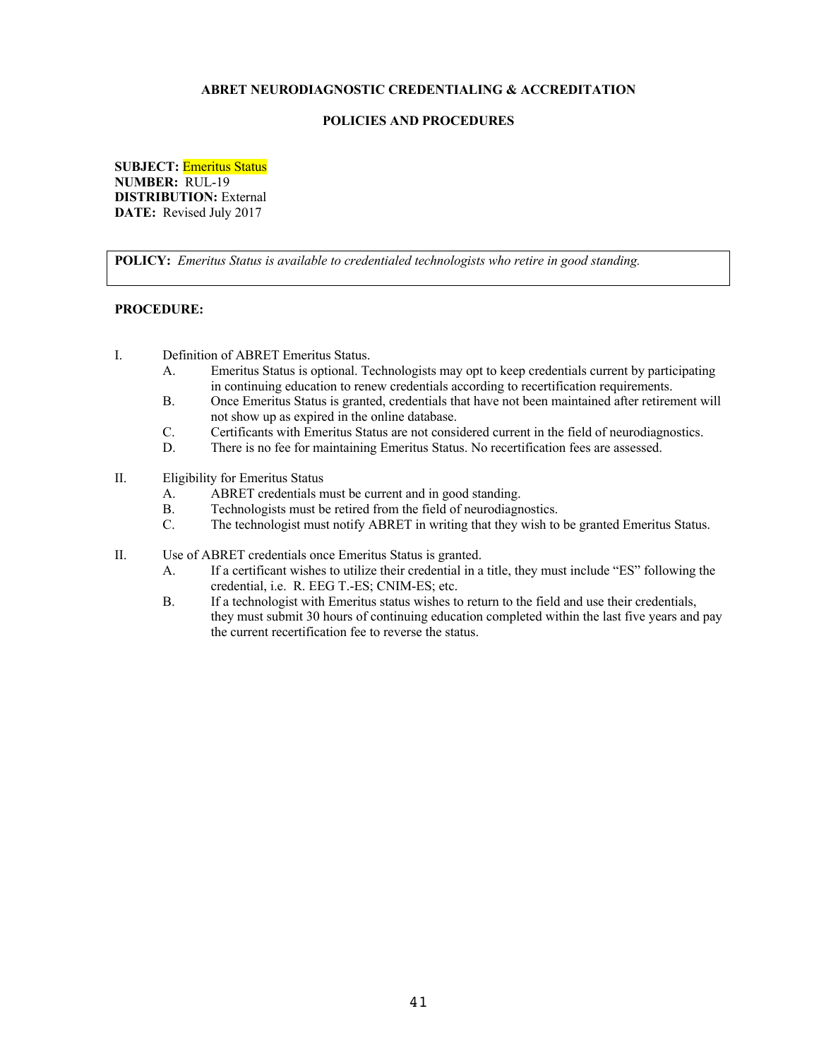**ABRET NEURODIAGNOSTIC CREDENTIALING & ACCREDITATION**

**POLICIES AND PROCEDURES**

**SUBJECT:** Emeritus Status
**NUMBER:** RUL-19
**DISTRIBUTION:** External
**DATE:** Revised July 2017

**POLICY:** *Emeritus Status is available to credentialed technologists who retire in good standing.*

**PROCEDURE:**

I. Definition of ABRET Emeritus Status.
   - A. Emeritus Status is optional. Technologists may opt to keep credentials current by participating in continuing education to renew credentials according to recertification requirements.
   - B. Once Emeritus Status is granted, credentials that have not been maintained after retirement will not show up as expired in the online database.
   - C. Certificants with Emeritus Status are not considered current in the field of neurodiagnostics.
   - D. There is no fee for maintaining Emeritus Status. No recertification fees are assessed.

II. Eligibility for Emeritus Status
   - A. ABRET credentials must be current and in good standing.
   - B. Technologists must be retired from the field of neurodiagnostics.
   - C. The technologist must notify ABRET in writing that they wish to be granted Emeritus Status.

II. Use of ABRET credentials once Emeritus Status is granted.
   - A. If a certificant wishes to utilize their credential in a title, they must include "ES" following the credential, i.e. R. EEG T.-ES; CNIM-ES; etc.
   - B. If a technologist with Emeritus status wishes to return to the field and use their credentials, they must submit 30 hours of continuing education completed within the last five years and pay the current recertification fee to reverse the status.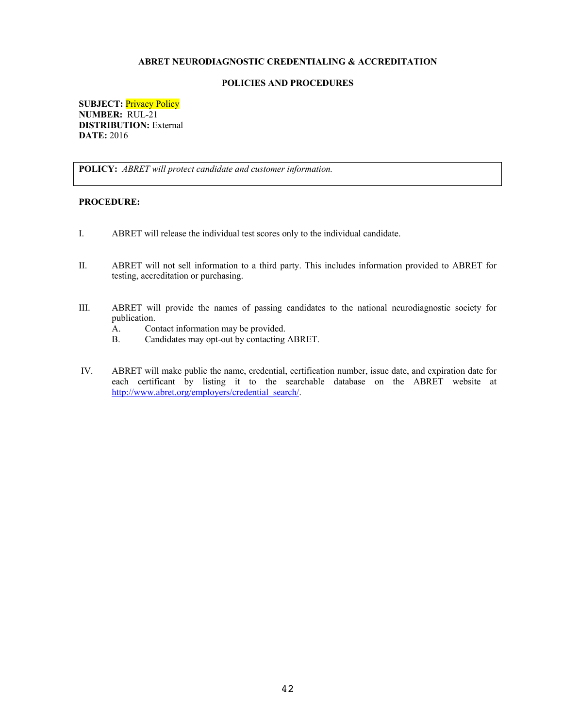**ABRET NEURODIAGNOSTIC CREDENTIALING & ACCREDITATION**

**POLICIES AND PROCEDURES**

**SUBJECT:** Privacy Policy
**NUMBER:** RUL-21
**DISTRIBUTION:** External
**DATE:** 2016

**POLICY:** *ABRET will protect candidate and customer information.*

**PROCEDURE:**

I. ABRET will release the individual test scores only to the individual candidate.

II. ABRET will not sell information to a third party. This includes information provided to ABRET for testing, accreditation or purchasing.

III. ABRET will provide the names of passing candidates to the national neurodiagnostic society for publication.
   A. Contact information may be provided.
   B. Candidates may opt-out by contacting ABRET.

IV. ABRET will make public the name, credential, certification number, issue date, and expiration date for each certificant by listing it to the searchable database on the ABRET website at http://www.abret.org/employers/credential_search/.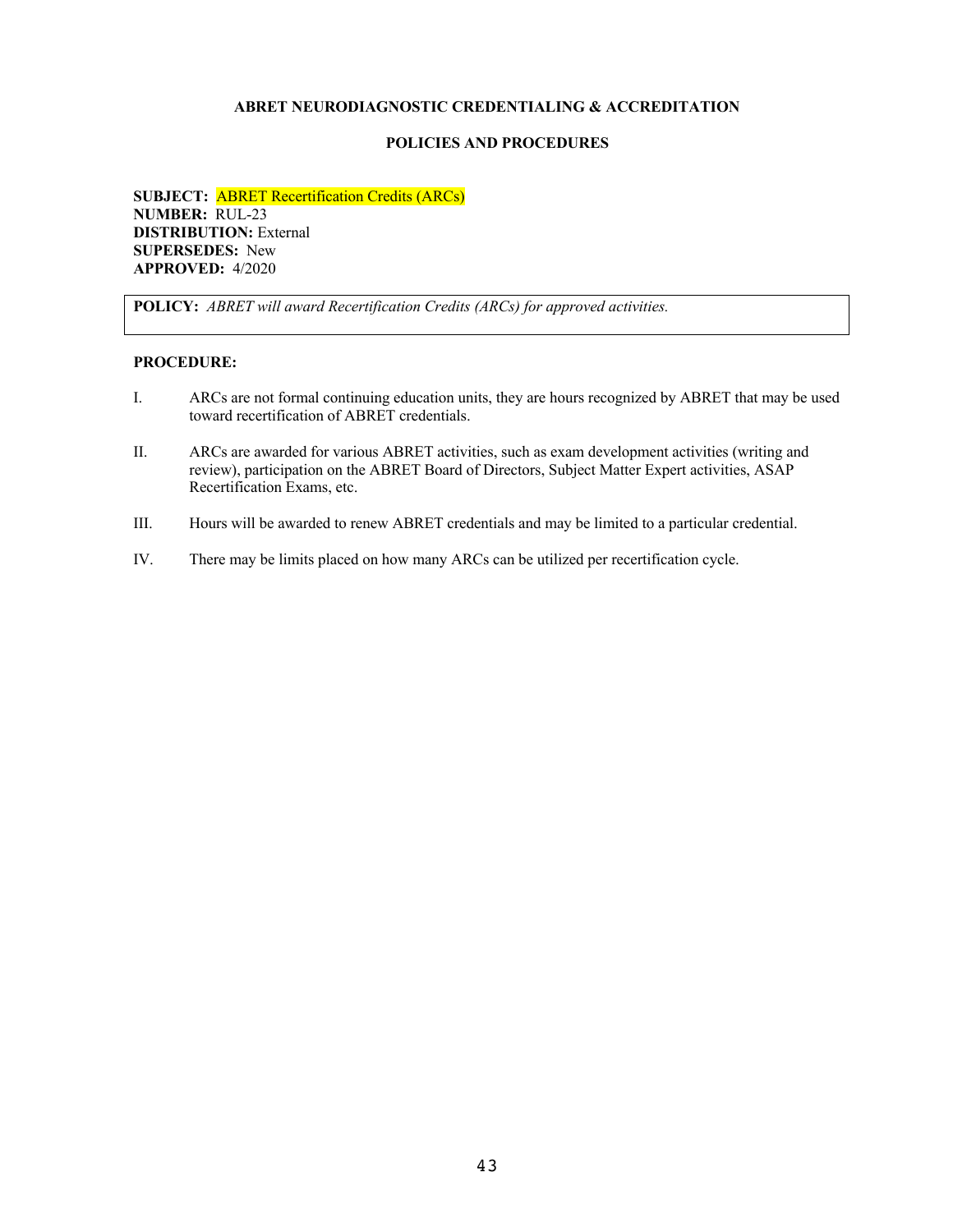**ABRET NEURODIAGNOSTIC CREDENTIALING & ACCREDITATION**

**POLICIES AND PROCEDURES**

**SUBJECT:** ABRET Recertification Credits (ARCs)
**NUMBER:** RUL-23
**DISTRIBUTION:** External
**SUPERSEDES:** New
**APPROVED:** 4/2020

**POLICY:** *ABRET will award Recertification Credits (ARCs) for approved activities.*

**PROCEDURE:**

I. ARCs are not formal continuing education units, they are hours recognized by ABRET that may be used toward recertification of ABRET credentials.

II. ARCs are awarded for various ABRET activities, such as exam development activities (writing and review), participation on the ABRET Board of Directors, Subject Matter Expert activities, ASAP Recertification Exams, etc.

III. Hours will be awarded to renew ABRET credentials and may be limited to a particular credential.

IV. There may be limits placed on how many ARCs can be utilized per recertification cycle.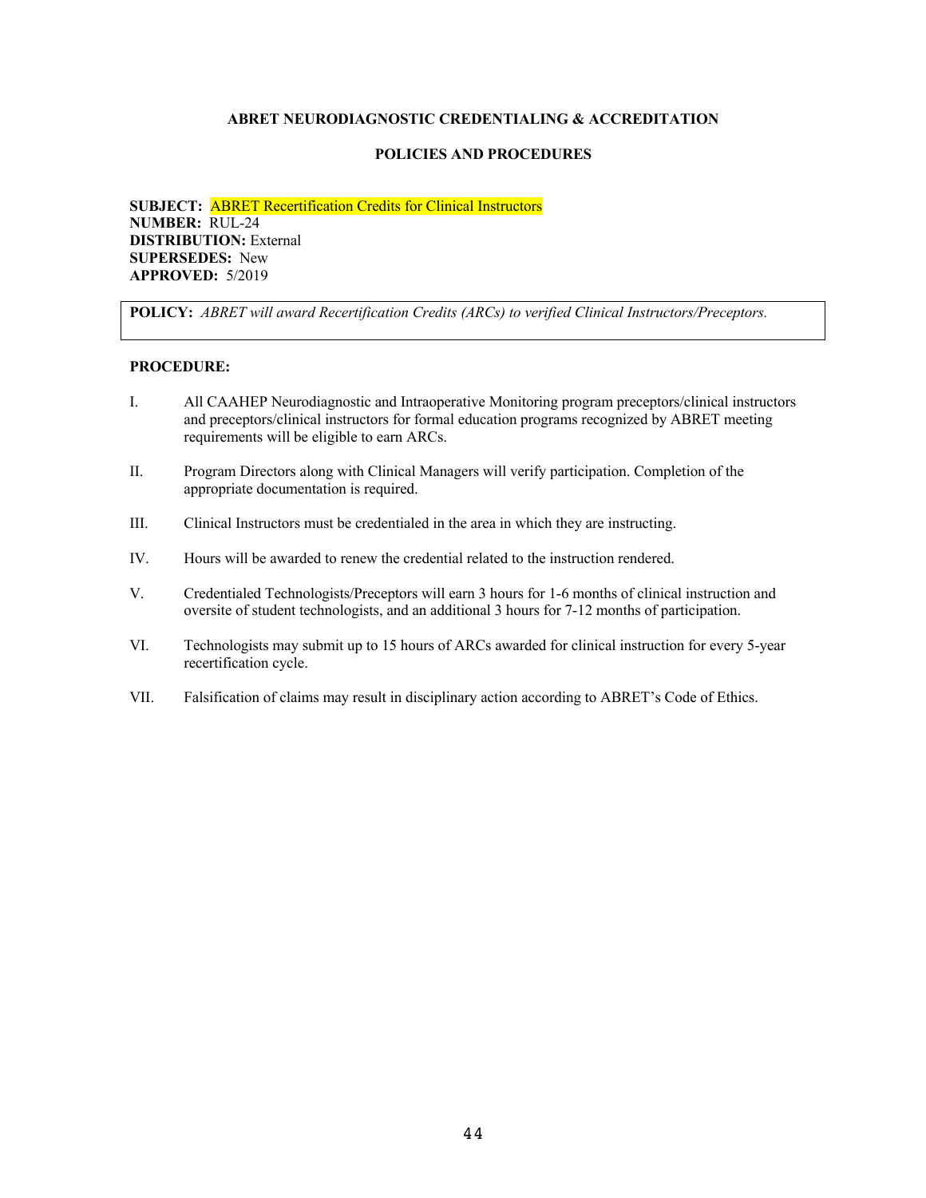**ABRET NEURODIAGNOSTIC CREDENTIALING & ACCREDITATION**

**POLICIES AND PROCEDURES**

**SUBJECT:** ABRET Recertification Credits for Clinical Instructors
**NUMBER:** RUL-24
**DISTRIBUTION:** External
**SUPERSEDES:** New
**APPROVED:** 5/2019

**POLICY:** *ABRET will award Recertification Credits (ARCs) to verified Clinical Instructors/Preceptors.*

**PROCEDURE:**

I. All CAAHEP Neurodiagnostic and Intraoperative Monitoring program preceptors/clinical instructors and preceptors/clinical instructors for formal education programs recognized by ABRET meeting requirements will be eligible to earn ARCs.

II. Program Directors along with Clinical Managers will verify participation. Completion of the appropriate documentation is required.

III. Clinical Instructors must be credentialed in the area in which they are instructing.

IV. Hours will be awarded to renew the credential related to the instruction rendered.

V. Credentialed Technologists/Preceptors will earn 3 hours for 1-6 months of clinical instruction and oversite of student technologists, and an additional 3 hours for 7-12 months of participation.

VI. Technologists may submit up to 15 hours of ARCs awarded for clinical instruction for every 5-year recertification cycle.

VII. Falsification of claims may result in disciplinary action according to ABRET's Code of Ethics.